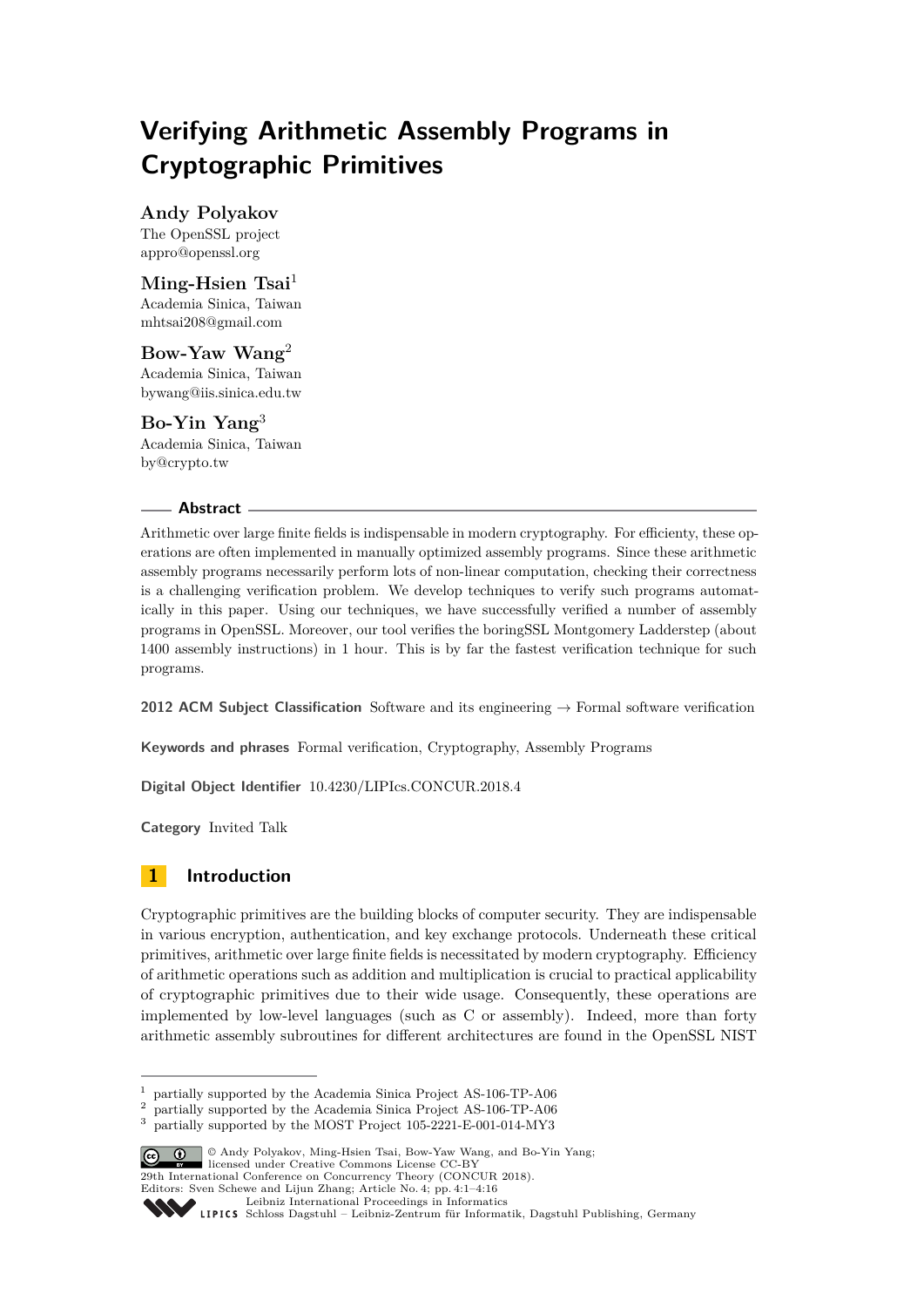# Verifying Arithmetic Assembly Programs in Cryptographic Primitives

**Andy Polyakov**
The OpenSSL project
appro@openssl.org

**Ming-Hsien Tsai**[1]
Academia Sinica, Taiwan
mhtsai208@gmail.com

**Bow-Yaw Wang**[2]
Academia Sinica, Taiwan
bywang@iis.sinica.edu.tw

**Bo-Yin Yang**[3]
Academia Sinica, Taiwan
by@crypto.tw

## Abstract

Arithmetic over large finite fields is indispensable in modern cryptography. For efficiency, these operations are often implemented in manually optimized assembly programs. Since these arithmetic assembly programs necessarily perform lots of non-linear computation, checking their correctness is a challenging verification problem. We develop techniques to verify such programs automatically in this paper. Using our techniques, we have successfully verified a number of assembly programs in OpenSSL. Moreover, our tool verifies the boringSSL Montgomery Ladderstep (about 1400 assembly instructions) in 1 hour. This is by far the fastest verification technique for such programs.

**2012 ACM Subject Classification** Software and its engineering → Formal software verification

**Keywords and phrases** Formal verification, Cryptography, Assembly Programs

**Digital Object Identifier** 10.4230/LIPIcs.CONCUR.2018.4

**Category** Invited Talk

## 1 Introduction

Cryptographic primitives are the building blocks of computer security. They are indispensable in various encryption, authentication, and key exchange protocols. Underneath these critical primitives, arithmetic over large finite fields is necessitated by modern cryptography. Efficiency of arithmetic operations such as addition and multiplication is crucial to practical applicability of cryptographic primitives due to their wide usage. Consequently, these operations are implemented by low-level languages (such as C or assembly). Indeed, more than forty arithmetic assembly subroutines for different architectures are found in the OpenSSL NIST

---

[1] partially supported by the Academia Sinica Project AS-106-TP-A06
[2] partially supported by the Academia Sinica Project AS-106-TP-A06
[3] partially supported by the MOST Project 105-2221-E-001-014-MY3

© Andy Polyakov, Ming-Hsien Tsai, Bow-Yaw Wang, and Bo-Yin Yang;
licensed under Creative Commons License CC-BY
29th International Conference on Concurrency Theory (CONCUR 2018).
Editors: Sven Schewe and Lijun Zhang; Article No. 4; pp. 4:1–4:16
Leibniz International Proceedings in Informatics
Schloss Dagstuhl – Leibniz-Zentrum für Informatik, Dagstuhl Publishing, Germany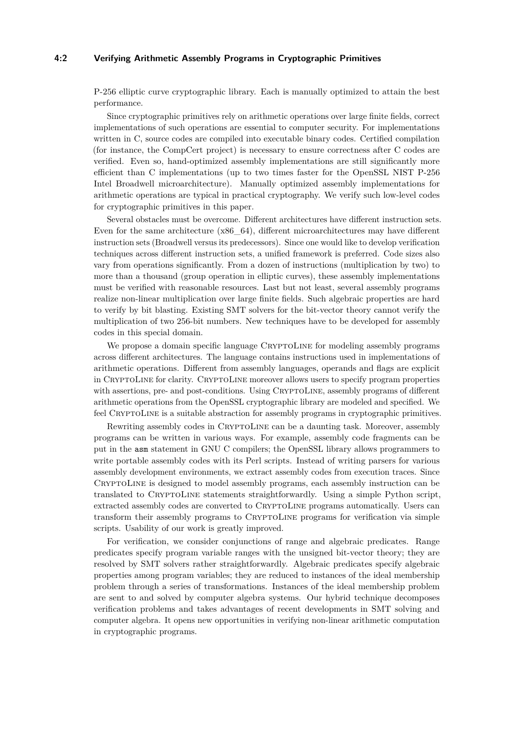P-256 elliptic curve cryptographic library. Each is manually optimized to attain the best performance.

Since cryptographic primitives rely on arithmetic operations over large finite fields, correct implementations of such operations are essential to computer security. For implementations written in C, source codes are compiled into executable binary codes. Certified compilation (for instance, the CompCert project) is necessary to ensure correctness after C codes are verified. Even so, hand-optimized assembly implementations are still significantly more efficient than C implementations (up to two times faster for the OpenSSL NIST P-256 Intel Broadwell microarchitecture). Manually optimized assembly implementations for arithmetic operations are typical in practical cryptography. We verify such low-level codes for cryptographic primitives in this paper.

Several obstacles must be overcome. Different architectures have different instruction sets. Even for the same architecture (x86_64), different microarchitectures may have different instruction sets (Broadwell versus its predecessors). Since one would like to develop verification techniques across different instruction sets, a unified framework is preferred. Code sizes also vary from operations significantly. From a dozen of instructions (multiplication by two) to more than a thousand (group operation in elliptic curves), these assembly implementations must be verified with reasonable resources. Last but not least, several assembly programs realize non-linear multiplication over large finite fields. Such algebraic properties are hard to verify by bit blasting. Existing SMT solvers for the bit-vector theory cannot verify the multiplication of two 256-bit numbers. New techniques have to be developed for assembly codes in this special domain.

We propose a domain specific language CryptoLine for modeling assembly programs across different architectures. The language contains instructions used in implementations of arithmetic operations. Different from assembly languages, operands and flags are explicit in CryptoLine for clarity. CryptoLine moreover allows users to specify program properties with assertions, pre- and post-conditions. Using CryptoLine, assembly programs of different arithmetic operations from the OpenSSL cryptographic library are modeled and specified. We feel CryptoLine is a suitable abstraction for assembly programs in cryptographic primitives.

Rewriting assembly codes in CryptoLine can be a daunting task. Moreover, assembly programs can be written in various ways. For example, assembly code fragments can be put in the `asm` statement in GNU C compilers; the OpenSSL library allows programmers to write portable assembly codes with its Perl scripts. Instead of writing parsers for various assembly development environments, we extract assembly codes from execution traces. Since CryptoLine is designed to model assembly programs, each assembly instruction can be translated to CryptoLine statements straightforwardly. Using a simple Python script, extracted assembly codes are converted to CryptoLine programs automatically. Users can transform their assembly programs to CryptoLine programs for verification via simple scripts. Usability of our work is greatly improved.

For verification, we consider conjunctions of range and algebraic predicates. Range predicates specify program variable ranges with the unsigned bit-vector theory; they are resolved by SMT solvers rather straightforwardly. Algebraic predicates specify algebraic properties among program variables; they are reduced to instances of the ideal membership problem through a series of transformations. Instances of the ideal membership problem are sent to and solved by computer algebra systems. Our hybrid technique decomposes verification problems and takes advantages of recent developments in SMT solving and computer algebra. It opens new opportunities in verifying non-linear arithmetic computation in cryptographic programs.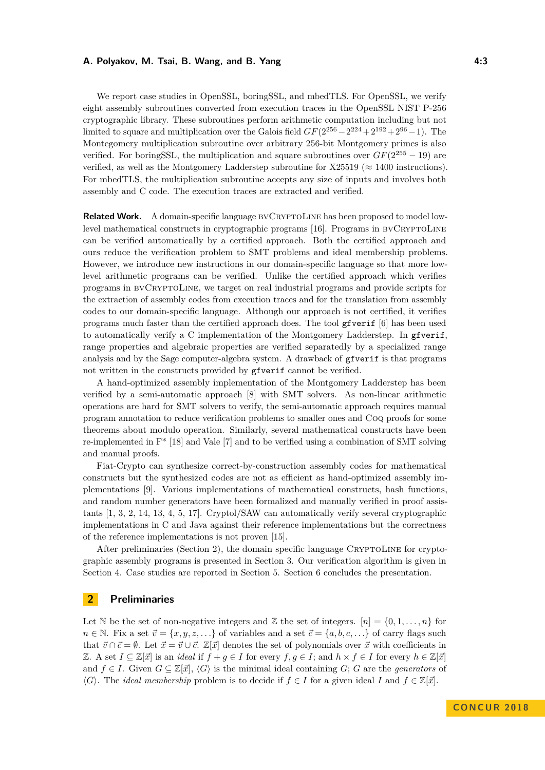We report case studies in OpenSSL, boringSSL, and mbedTLS. For OpenSSL, we verify eight assembly subroutines converted from execution traces in the OpenSSL NIST P-256 cryptographic library. These subroutines perform arithmetic computation including but not limited to square and multiplication over the Galois field $GF(2^{256} - 2^{224} + 2^{192} + 2^{96} - 1)$. The Montegomery multiplication subroutine over arbitrary 256-bit Montgomery primes is also verified. For boringSSL, the multiplication and square subroutines over $GF(2^{255} - 19)$ are verified, as well as the Montgomery Ladderstep subroutine for X25519 ($\approx$ 1400 instructions). For mbedTLS, the multiplication subroutine accepts any size of inputs and involves both assembly and C code. The execution traces are extracted and verified.

**Related Work.** A domain-specific language bvCryptoLine has been proposed to model low-level mathematical constructs in cryptographic programs [16]. Programs in bvCryptoLine can be verified automatically by a certified approach. Both the certified approach and ours reduce the verification problem to SMT problems and ideal membership problems. However, we introduce new instructions in our domain-specific language so that more low-level arithmetic programs can be verified. Unlike the certified approach which verifies programs in bvCryptoLine, we target on real industrial programs and provide scripts for the extraction of assembly codes from execution traces and for the translation from assembly codes to our domain-specific language. Although our approach is not certified, it verifies programs much faster than the certified approach does. The tool `gfverif` [6] has been used to automatically verify a C implementation of the Montgomery Ladderstep. In `gfverif`, range properties and algebraic properties are verified separatedly by a specialized range analysis and by the Sage computer-algebra system. A drawback of `gfverif` is that programs not written in the constructs provided by `gfverif` cannot be verified.

A hand-optimized assembly implementation of the Montgomery Ladderstep has been verified by a semi-automatic approach [8] with SMT solvers. As non-linear arithmetic operations are hard for SMT solvers to verify, the semi-automatic approach requires manual program annotation to reduce verification problems to smaller ones and Coq proofs for some theorems about modulo operation. Similarly, several mathematical constructs have been re-implemented in F* [18] and Vale [7] and to be verified using a combination of SMT solving and manual proofs.

Fiat-Crypto can synthesize correct-by-construction assembly codes for mathematical constructs but the synthesized codes are not as efficient as hand-optimized assembly implementations [9]. Various implementations of mathematical constructs, hash functions, and random number generators have been formalized and manually verified in proof assistants [1, 3, 2, 14, 13, 4, 5, 17]. Cryptol/SAW can automatically verify several cryptographic implementations in C and Java against their reference implementations but the correctness of the reference implementations is not proven [15].

After preliminaries (Section 2), the domain specific language CryptoLine for cryptographic assembly programs is presented in Section 3. Our verification algorithm is given in Section 4. Case studies are reported in Section 5. Section 6 concludes the presentation.

## 2 Preliminaries

Let $\mathbb{N}$ be the set of non-negative integers and $\mathbb{Z}$ the set of integers. $[n] = \{0, 1, \ldots, n\}$ for $n \in \mathbb{N}$. Fix a set $\vec{v} = \{x, y, z, \ldots\}$ of variables and a set $\vec{c} = \{a, b, c, \ldots\}$ of carry flags such that $\vec{v} \cap \vec{c} = \emptyset$. Let $\vec{x} = \vec{v} \cup \vec{c}$. $\mathbb{Z}[\vec{x}]$ denotes the set of polynomials over $\vec{x}$ with coefficients in $\mathbb{Z}$. A set $I \subseteq \mathbb{Z}[\vec{x}]$ is an *ideal* if $f + g \in I$ for every $f, g \in I$; and $h \times f \in I$ for every $h \in \mathbb{Z}[\vec{x}]$ and $f \in I$. Given $G \subseteq \mathbb{Z}[\vec{x}]$, $\langle G \rangle$ is the minimal ideal containing $G$; $G$ are the *generators* of $\langle G \rangle$. The *ideal membership* problem is to decide if $f \in I$ for a given ideal $I$ and $f \in \mathbb{Z}[\vec{x}]$.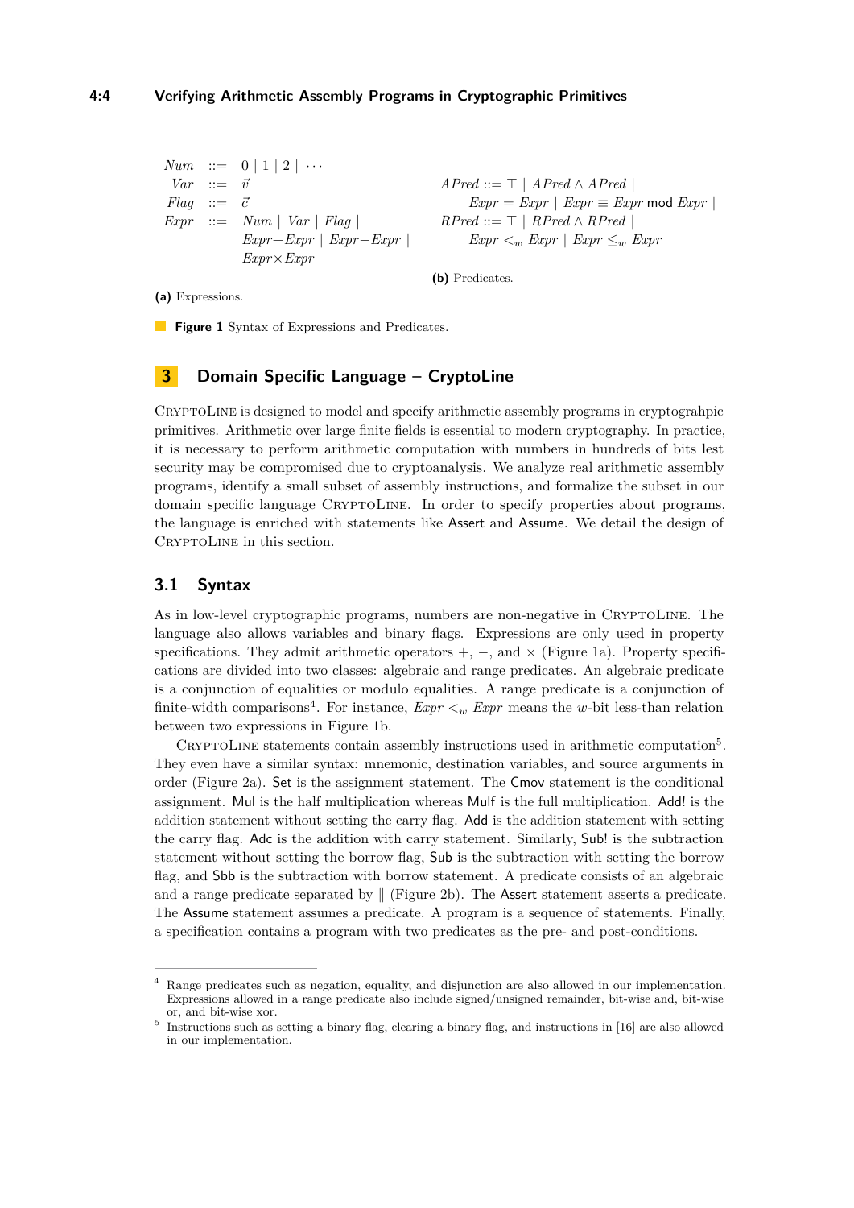$$
\begin{array}{rcl}
\mathit{Num} & ::= & 0 \mid 1 \mid 2 \mid \cdots \\
\mathit{Var} & ::= & \vec{v} \\
\mathit{Flag} & ::= & \vec{c} \\
\mathit{Expr} & ::= & \mathit{Num} \mid \mathit{Var} \mid \mathit{Flag} \mid \\
& & \mathit{Expr}+\mathit{Expr} \mid \mathit{Expr}-\mathit{Expr} \mid \\
& & \mathit{Expr}\times\mathit{Expr}
\end{array}
$$

**(a)** Expressions.

$$
\begin{array}{l}
\mathit{APred} ::= \top \mid \mathit{APred} \wedge \mathit{APred} \mid \\
\quad \mathit{Expr} = \mathit{Expr} \mid \mathit{Expr} \equiv \mathit{Expr} \ \mathsf{mod}\ \mathit{Expr} \mid \\
\mathit{RPred} ::= \top \mid \mathit{RPred} \wedge \mathit{RPred} \mid \\
\quad \mathit{Expr} <_w \mathit{Expr} \mid \mathit{Expr} \leq_w \mathit{Expr}
\end{array}
$$

**(b)** Predicates.

**Figure 1** Syntax of Expressions and Predicates.

## 3 Domain Specific Language – CryptoLine

CryptoLine is designed to model and specify arithmetic assembly programs in cryptograhpic primitives. Arithmetic over large finite fields is essential to modern cryptography. In practice, it is necessary to perform arithmetic computation with numbers in hundreds of bits lest security may be compromised due to cryptoanalysis. We analyze real arithmetic assembly programs, identify a small subset of assembly instructions, and formalize the subset in our domain specific language CryptoLine. In order to specify properties about programs, the language is enriched with statements like Assert and Assume. We detail the design of CryptoLine in this section.

### 3.1 Syntax

As in low-level cryptographic programs, numbers are non-negative in CryptoLine. The language also allows variables and binary flags. Expressions are only used in property specifications. They admit arithmetic operators $+$, $-$, and $\times$ (Figure 1a). Property specifications are divided into two classes: algebraic and range predicates. An algebraic predicate is a conjunction of equalities or modulo equalities. A range predicate is a conjunction of finite-width comparisons[4]. For instance, $\mathit{Expr} <_w \mathit{Expr}$ means the $w$-bit less-than relation between two expressions in Figure 1b.

CryptoLine statements contain assembly instructions used in arithmetic computation[5]. They even have a similar syntax: mnemonic, destination variables, and source arguments in order (Figure 2a). Set is the assignment statement. The Cmov statement is the conditional assignment. Mul is the half multiplication whereas Mulf is the full multiplication. Add! is the addition statement without setting the carry flag. Add is the addition statement with setting the carry flag. Adc is the addition with carry statement. Similarly, Sub! is the subtraction statement without setting the borrow flag, Sub is the subtraction with setting the borrow flag, and Sbb is the subtraction with borrow statement. A predicate consists of an algebraic and a range predicate separated by $\|$ (Figure 2b). The Assert statement asserts a predicate. The Assume statement assumes a predicate. A program is a sequence of statements. Finally, a specification contains a program with two predicates as the pre- and post-conditions.

---

[4] Range predicates such as negation, equality, and disjunction are also allowed in our implementation. Expressions allowed in a range predicate also include signed/unsigned remainder, bit-wise and, bit-wise or, and bit-wise xor.

[5] Instructions such as setting a binary flag, clearing a binary flag, and instructions in [16] are also allowed in our implementation.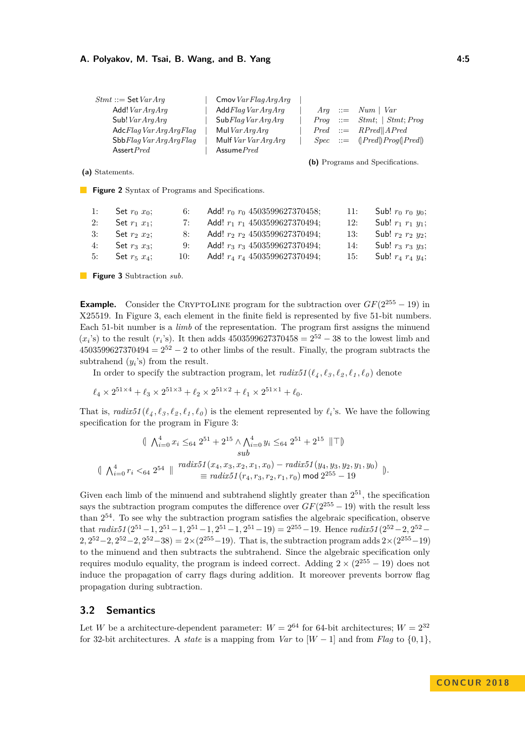| | | | | | |
|---|---|---|---|---|---|
| *Stmt* ::= Set *Var Arg* | Cmov *Var Flag Arg Arg* | | | | |
| Add! *Var Arg Arg* | Add *Flag Var Arg Arg* | | *Arg* | ::= | *Num* \| *Var* |
| Sub! *Var Arg Arg* | Sub *Flag Var Arg Arg* | | *Prog* | ::= | *Stmt*; \| *Stmt*; *Prog* |
| Adc *Flag Var Arg Arg Flag* | Mul *Var Arg Arg* | | *Pred* | ::= | *RPred* ‖ *APred* |
| Sbb *Flag Var Arg Arg Flag* | Mulf *Var Var Arg Arg* | | *Spec* | ::= | (\| *Pred* \|) *Prog* (\| *Pred* \|) |
| Assert *Pred* | Assume *Pred* | | | | |

**(a)** Statements. **(b)** Programs and Specifications.

**Figure 2** Syntax of Programs and Specifications.

| | | | | | |
|---|---|---|---|---|---|
| 1: | Set $r_0$ $x_0$; | 6: | Add! $r_0$ $r_0$ 4503599627370458; | 11: | Sub! $r_0$ $r_0$ $y_0$; |
| 2: | Set $r_1$ $x_1$; | 7: | Add! $r_1$ $r_1$ 4503599627370494; | 12: | Sub! $r_1$ $r_1$ $y_1$; |
| 3: | Set $r_2$ $x_2$; | 8: | Add! $r_2$ $r_2$ 4503599627370494; | 13: | Sub! $r_2$ $r_2$ $y_2$; |
| 4: | Set $r_3$ $x_3$; | 9: | Add! $r_3$ $r_3$ 4503599627370494; | 14: | Sub! $r_3$ $r_3$ $y_3$; |
| 5: | Set $r_5$ $x_4$; | 10: | Add! $r_4$ $r_4$ 4503599627370494; | 15: | Sub! $r_4$ $r_4$ $y_4$; |

**Figure 3** Subtraction *sub*.

**Example.** Consider the CryptoLine program for the subtraction over $GF(2^{255} - 19)$ in X25519. In Figure 3, each element in the finite field is represented by five 51-bit numbers. Each 51-bit number is a *limb* of the representation. The program first assigns the minuend ($x_i$'s) to the result ($r_i$'s). It then adds $4503599627370458 = 2^{52} - 38$ to the lowest limb and $4503599627370494 = 2^{52} - 2$ to other limbs of the result. Finally, the program subtracts the subtrahend ($y_i$'s) from the result.

In order to specify the subtraction program, let $radix51(\ell_4, \ell_3, \ell_2, \ell_1, \ell_0)$ denote

$$\ell_4 \times 2^{51\times 4} + \ell_3 \times 2^{51\times 3} + \ell_2 \times 2^{51\times 2} + \ell_1 \times 2^{51\times 1} + \ell_0.$$

That is, $radix51(\ell_4, \ell_3, \ell_2, \ell_1, \ell_0)$ is the element represented by $\ell_i$'s. We have the following specification for the program in Figure 3:

$$\begin{array}{c} (\!|\ \bigwedge_{i=0}^{4} x_i \leq_{64} 2^{51} + 2^{15} \wedge \bigwedge_{i=0}^{4} y_i \leq_{64} 2^{51} + 2^{15}\ \|\top|\!) \\ sub \\ (\!|\ \bigwedge_{i=0}^{4} r_i <_{64} 2^{54}\ \|\ \begin{array}{c} radix51(x_4, x_3, x_2, x_1, x_0) - radix51(y_4, y_3, y_2, y_1, y_0) \\ \equiv radix51(r_4, r_3, r_2, r_1, r_0) \bmod 2^{255} - 19 \end{array} |\!). \end{array}$$

Given each limb of the minuend and subtrahend slightly greater than $2^{51}$, the specification says the subtraction program computes the difference over $GF(2^{255} - 19)$ with the result less than $2^{54}$. To see why the subtraction program satisfies the algebraic specification, observe that $radix51(2^{51}-1, 2^{51}-1, 2^{51}-1, 2^{51}-1, 2^{51}-19) = 2^{255}-19$. Hence $radix51(2^{52}-2, 2^{52}-2, 2^{52}-2, 2^{52}-2, 2^{52}-38) = 2\times(2^{255}-19)$. That is, the subtraction program adds $2\times(2^{255}-19)$ to the minuend and then subtracts the subtrahend. Since the algebraic specification only requires modulo equality, the program is indeed correct. Adding $2 \times (2^{255} - 19)$ does not induce the propagation of carry flags during addition. It moreover prevents borrow flag propagation during subtraction.

## 3.2 Semantics

Let $W$ be a architecture-dependent parameter: $W = 2^{64}$ for 64-bit architectures; $W = 2^{32}$ for 32-bit architectures. A *state* is a mapping from *Var* to $[W - 1]$ and from *Flag* to $\{0, 1\}$,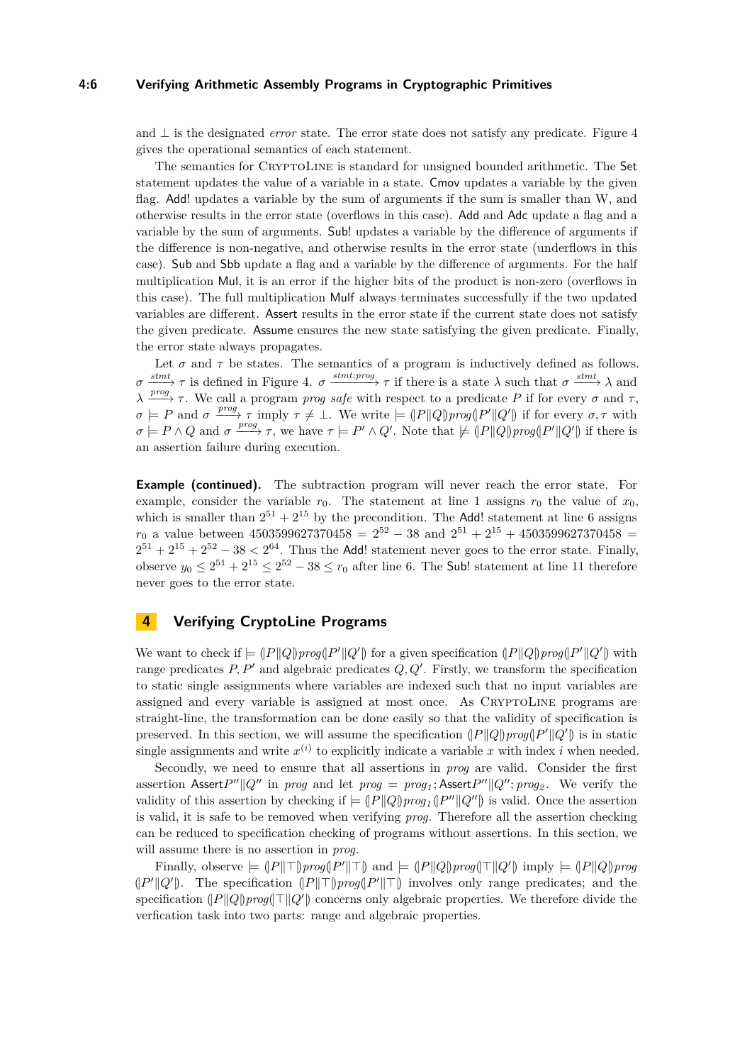and $\bot$ is the designated *error* state. The error state does not satisfy any predicate. Figure 4 gives the operational semantics of each statement.

The semantics for CryptoLine is standard for unsigned bounded arithmetic. The Set statement updates the value of a variable in a state. Cmov updates a variable by the given flag. Add! updates a variable by the sum of arguments if the sum is smaller than W, and otherwise results in the error state (overflows in this case). Add and Adc update a flag and a variable by the sum of arguments. Sub! updates a variable by the difference of arguments if the difference is non-negative, and otherwise results in the error state (underflows in this case). Sub and Sbb update a flag and a variable by the difference of arguments. For the half multiplication Mul, it is an error if the higher bits of the product is non-zero (overflows in this case). The full multiplication Mulf always terminates successfully if the two updated variables are different. Assert results in the error state if the current state does not satisfy the given predicate. Assume ensures the new state satisfying the given predicate. Finally, the error state always propagates.

Let $\sigma$ and $\tau$ be states. The semantics of a program is inductively defined as follows. $\sigma \xrightarrow{stmt} \tau$ is defined in Figure 4. $\sigma \xrightarrow{stmt;prog} \tau$ if there is a state $\lambda$ such that $\sigma \xrightarrow{stmt} \lambda$ and $\lambda \xrightarrow{prog} \tau$. We call a program *prog* *safe* with respect to a predicate $P$ if for every $\sigma$ and $\tau$, $\sigma \models P$ and $\sigma \xrightarrow{prog} \tau$ imply $\tau \neq \bot$. We write $\models (\!|P \| Q|\!) prog (\!|P' \| Q'|\!)$ if for every $\sigma, \tau$ with $\sigma \models P \wedge Q$ and $\sigma \xrightarrow{prog} \tau$, we have $\tau \models P' \wedge Q'$. Note that $\not\models (\!|P \| Q|\!) prog (\!|P' \| Q'|\!)$ if there is an assertion failure during execution.

**Example (continued).** The subtraction program will never reach the error state. For example, consider the variable $r_0$. The statement at line 1 assigns $r_0$ the value of $x_0$, which is smaller than $2^{51} + 2^{15}$ by the precondition. The Add! statement at line 6 assigns $r_0$ a value between $4503599627370458 = 2^{52} - 38$ and $2^{51} + 2^{15} + 4503599627370458 = 2^{51} + 2^{15} + 2^{52} - 38 < 2^{64}$. Thus the Add! statement never goes to the error state. Finally, observe $y_0 \leq 2^{51} + 2^{15} \leq 2^{52} - 38 \leq r_0$ after line 6. The Sub! statement at line 11 therefore never goes to the error state.

## 4 Verifying CryptoLine Programs

We want to check if $\models (\!|P \| Q|\!) prog (\!|P' \| Q'|\!)$ for a given specification $(\!|P \| Q|\!) prog (\!|P' \| Q'|\!)$ with range predicates $P, P'$ and algebraic predicates $Q, Q'$. Firstly, we transform the specification to static single assignments where variables are indexed such that no input variables are assigned and every variable is assigned at most once. As CryptoLine programs are straight-line, the transformation can be done easily so that the validity of specification is preserved. In this section, we will assume the specification $(\!|P \| Q|\!) prog (\!|P' \| Q'|\!)$ is in static single assignments and write $x^{(i)}$ to explicitly indicate a variable $x$ with index $i$ when needed.

Secondly, we need to ensure that all assertions in *prog* are valid. Consider the first assertion Assert$P'' \| Q''$ in *prog* and let $prog = prog_1;$ Assert$P'' \| Q''; prog_2$. We verify the validity of this assertion by checking if $\models (\!|P \| Q|\!) prog_1 (\!|P'' \| Q''|\!)$ is valid. Once the assertion is valid, it is safe to be removed when verifying *prog*. Therefore all the assertion checking can be reduced to specification checking of programs without assertions. In this section, we will assume there is no assertion in *prog*.

Finally, observe $\models (\!|P \| \top|\!) prog (\!|P' \| \top|\!)$ and $\models (\!|P \| Q|\!) prog (\!|\top \| Q'|\!)$ imply $\models (\!|P \| Q|\!) prog$ $(\!|P' \| Q'|\!)$. The specification $(\!|P \| \top|\!) prog (\!|P' \| \top|\!)$ involves only range predicates; and the specification $(\!|P \| Q|\!) prog (\!|\top \| Q'|\!)$ concerns only algebraic properties. We therefore divide the verfication task into two parts: range and algebraic properties.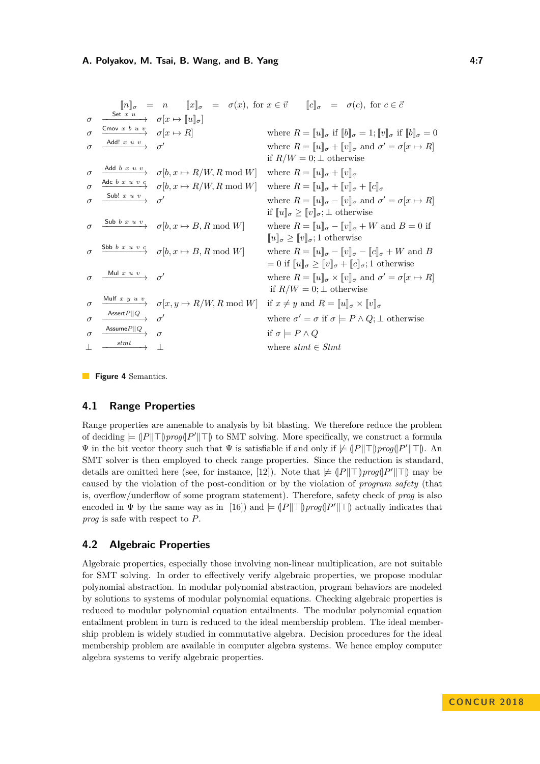$$\llbracket n \rrbracket_\sigma = n \qquad \llbracket x \rrbracket_\sigma = \sigma(x),\ \text{for } x \in \vec{v} \qquad \llbracket c \rrbracket_\sigma = \sigma(c),\ \text{for } c \in \vec{c}$$

$$\sigma \xrightarrow{\textsf{Set}\ x\ u} \sigma[x \mapsto \llbracket u \rrbracket_\sigma]$$

$$\sigma \xrightarrow{\textsf{Cmov}\ x\ b\ u\ v} \sigma[x \mapsto R] \quad \text{where } R = \llbracket u \rrbracket_\sigma \text{ if } \llbracket b \rrbracket_\sigma = 1; \llbracket v \rrbracket_\sigma \text{ if } \llbracket b \rrbracket_\sigma = 0$$

$$\sigma \xrightarrow{\textsf{Add!}\ x\ u\ v} \sigma' \quad \text{where } R = \llbracket u \rrbracket_\sigma + \llbracket v \rrbracket_\sigma \text{ and } \sigma' = \sigma[x \mapsto R] \text{ if } R/W = 0; \bot \text{ otherwise}$$

$$\sigma \xrightarrow{\textsf{Add}\ b\ x\ u\ v} \sigma[b, x \mapsto R/W, R \bmod W] \quad \text{where } R = \llbracket u \rrbracket_\sigma + \llbracket v \rrbracket_\sigma$$

$$\sigma \xrightarrow{\textsf{Adc}\ b\ x\ u\ v\ c} \sigma[b, x \mapsto R/W, R \bmod W] \quad \text{where } R = \llbracket u \rrbracket_\sigma + \llbracket v \rrbracket_\sigma + \llbracket c \rrbracket_\sigma$$

$$\sigma \xrightarrow{\textsf{Sub!}\ x\ u\ v} \sigma' \quad \text{where } R = \llbracket u \rrbracket_\sigma - \llbracket v \rrbracket_\sigma \text{ and } \sigma' = \sigma[x \mapsto R] \text{ if } \llbracket u \rrbracket_\sigma \geq \llbracket v \rrbracket_\sigma; \bot \text{ otherwise}$$

$$\sigma \xrightarrow{\textsf{Sub}\ b\ x\ u\ v} \sigma[b, x \mapsto B, R \bmod W] \quad \text{where } R = \llbracket u \rrbracket_\sigma - \llbracket v \rrbracket_\sigma + W \text{ and } B = 0 \text{ if } \llbracket u \rrbracket_\sigma \geq \llbracket v \rrbracket_\sigma; 1 \text{ otherwise}$$

$$\sigma \xrightarrow{\textsf{Sbb}\ b\ x\ u\ v\ c} \sigma[b, x \mapsto B, R \bmod W] \quad \text{where } R = \llbracket u \rrbracket_\sigma - \llbracket v \rrbracket_\sigma - \llbracket c \rrbracket_\sigma + W \text{ and } B = 0 \text{ if } \llbracket u \rrbracket_\sigma \geq \llbracket v \rrbracket_\sigma + \llbracket c \rrbracket_\sigma; 1 \text{ otherwise}$$

$$\sigma \xrightarrow{\textsf{Mul}\ x\ u\ v} \sigma' \quad \text{where } R = \llbracket u \rrbracket_\sigma \times \llbracket v \rrbracket_\sigma \text{ and } \sigma' = \sigma[x \mapsto R] \text{ if } R/W = 0; \bot \text{ otherwise}$$

$$\sigma \xrightarrow{\textsf{Mulf}\ x\ y\ u\ v} \sigma[x, y \mapsto R/W, R \bmod W] \quad \text{if } x \neq y \text{ and } R = \llbracket u \rrbracket_\sigma \times \llbracket v \rrbracket_\sigma$$

$$\sigma \xrightarrow{\textsf{Assert}P\|Q} \sigma' \quad \text{where } \sigma' = \sigma \text{ if } \sigma \models P \wedge Q; \bot \text{ otherwise}$$

$$\sigma \xrightarrow{\textsf{Assume}P\|Q} \sigma \quad \text{if } \sigma \models P \wedge Q$$

$$\bot \xrightarrow{stmt} \bot \quad \text{where } stmt \in Stmt$$

**Figure 4** Semantics.

## 4.1 Range Properties

Range properties are amenable to analysis by bit blasting. We therefore reduce the problem of deciding $\models (\!|P\|\top|\!)\, prog\, (\!|P'\|\top|\!)$ to SMT solving. More specifically, we construct a formula $\Psi$ in the bit vector theory such that $\Psi$ is satisfiable if and only if $\not\models (\!|P\|\top|\!)\, prog\, (\!|P'\|\top|\!)$. An SMT solver is then employed to check range properties. Since the reduction is standard, details are omitted here (see, for instance, [12]). Note that $\not\models (\!|P\|\top|\!)\, prog\, (\!|P'\|\top|\!)$ may be caused by the violation of the post-condition or by the violation of *program safety* (that is, overflow/underflow of some program statement). Therefore, safety check of *prog* is also encoded in $\Psi$ by the same way as in [16]) and $\models (\!|P\|\top|\!)\, prog\, (\!|P'\|\top|\!)$ actually indicates that *prog* is safe with respect to $P$.

## 4.2 Algebraic Properties

Algebraic properties, especially those involving non-linear multiplication, are not suitable for SMT solving. In order to effectively verify algebraic properties, we propose modular polynomial abstraction. In modular polynomial abstraction, program behaviors are modeled by solutions to systems of modular polynomial equations. Checking algebraic properties is reduced to modular polynomial equation entailments. The modular polynomial equation entailment problem in turn is reduced to the ideal membership problem. The ideal membership problem is widely studied in commutative algebra. Decision procedures for the ideal membership problem are available in computer algebra systems. We hence employ computer algebra systems to verify algebraic properties.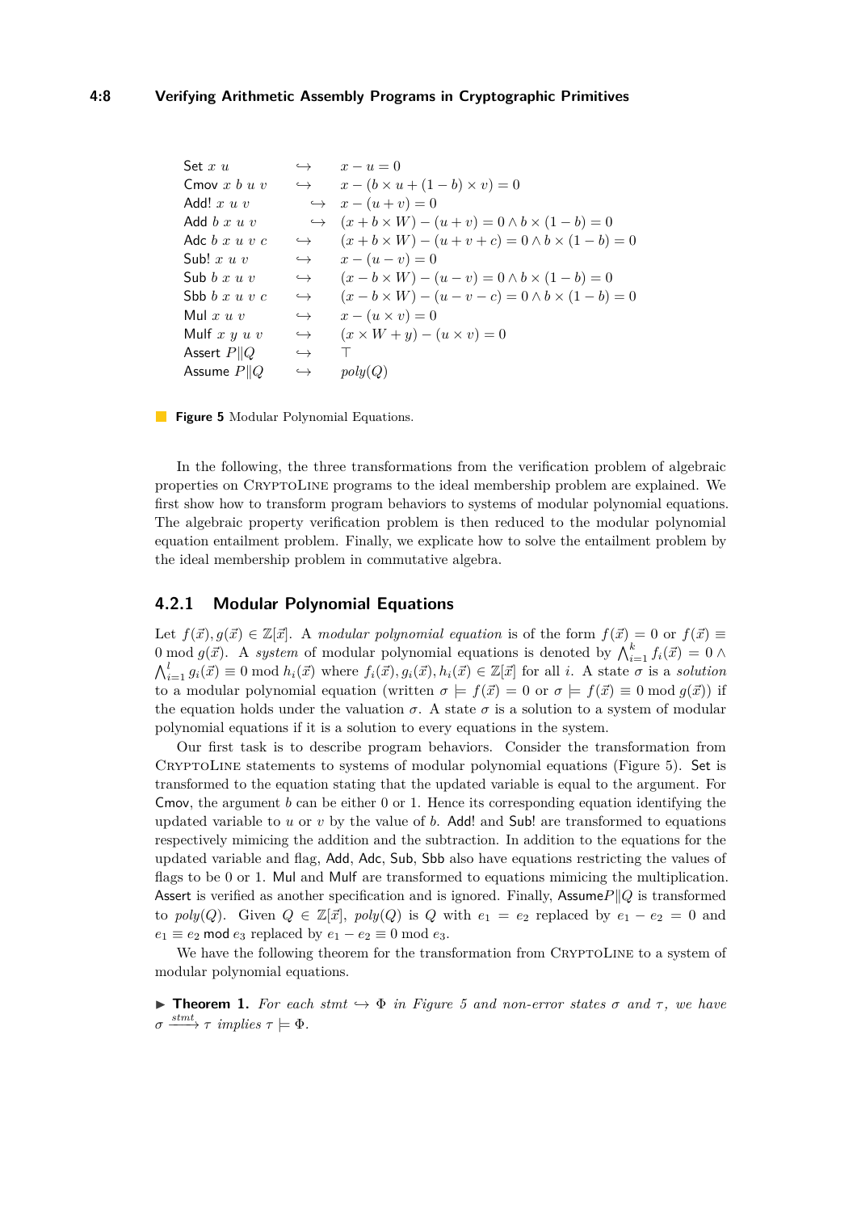| | | |
|---|---|---|
| Set $x$ $u$ | $\hookrightarrow$ | $x - u = 0$ |
| Cmov $x$ $b$ $u$ $v$ | $\hookrightarrow$ | $x - (b \times u + (1-b) \times v) = 0$ |
| Add! $x$ $u$ $v$ | $\hookrightarrow$ | $x - (u + v) = 0$ |
| Add $b$ $x$ $u$ $v$ | $\hookrightarrow$ | $(x + b \times W) - (u + v) = 0 \wedge b \times (1-b) = 0$ |
| Adc $b$ $x$ $u$ $v$ $c$ | $\hookrightarrow$ | $(x + b \times W) - (u + v + c) = 0 \wedge b \times (1-b) = 0$ |
| Sub! $x$ $u$ $v$ | $\hookrightarrow$ | $x - (u - v) = 0$ |
| Sub $b$ $x$ $u$ $v$ | $\hookrightarrow$ | $(x - b \times W) - (u - v) = 0 \wedge b \times (1-b) = 0$ |
| Sbb $b$ $x$ $u$ $v$ $c$ | $\hookrightarrow$ | $(x - b \times W) - (u - v - c) = 0 \wedge b \times (1-b) = 0$ |
| Mul $x$ $u$ $v$ | $\hookrightarrow$ | $x - (u \times v) = 0$ |
| Mulf $x$ $y$ $u$ $v$ | $\hookrightarrow$ | $(x \times W + y) - (u \times v) = 0$ |
| Assert $P \| Q$ | $\hookrightarrow$ | $\top$ |
| Assume $P \| Q$ | $\hookrightarrow$ | $poly(Q)$ |

**Figure 5** Modular Polynomial Equations.

In the following, the three transformations from the verification problem of algebraic properties on CryptoLine programs to the ideal membership problem are explained. We first show how to transform program behaviors to systems of modular polynomial equations. The algebraic property verification problem is then reduced to the modular polynomial equation entailment problem. Finally, we explicate how to solve the entailment problem by the ideal membership problem in commutative algebra.

### 4.2.1 Modular Polynomial Equations

Let $f(\vec{x}), g(\vec{x}) \in \mathbb{Z}[\vec{x}]$. A *modular polynomial equation* is of the form $f(\vec{x}) = 0$ or $f(\vec{x}) \equiv 0 \bmod g(\vec{x})$. A *system* of modular polynomial equations is denoted by $\bigwedge_{i=1}^{k} f_i(\vec{x}) = 0 \wedge \bigwedge_{i=1}^{l} g_i(\vec{x}) \equiv 0 \bmod h_i(\vec{x})$ where $f_i(\vec{x}), g_i(\vec{x}), h_i(\vec{x}) \in \mathbb{Z}[\vec{x}]$ for all $i$. A state $\sigma$ is a *solution* to a modular polynomial equation (written $\sigma \models f(\vec{x}) = 0$ or $\sigma \models f(\vec{x}) \equiv 0 \bmod g(\vec{x})$) if the equation holds under the valuation $\sigma$. A state $\sigma$ is a solution to a system of modular polynomial equations if it is a solution to every equations in the system.

Our first task is to describe program behaviors. Consider the transformation from CryptoLine statements to systems of modular polynomial equations (Figure 5). Set is transformed to the equation stating that the updated variable is equal to the argument. For Cmov, the argument $b$ can be either 0 or 1. Hence its corresponding equation identifying the updated variable to $u$ or $v$ by the value of $b$. Add! and Sub! are transformed to equations respectively mimicing the addition and the subtraction. In addition to the equations for the updated variable and flag, Add, Adc, Sub, Sbb also have equations restricting the values of flags to be 0 or 1. Mul and Mulf are transformed to equations mimicing the multiplication. Assert is verified as another specification and is ignored. Finally, Assume$P \| Q$ is transformed to $poly(Q)$. Given $Q \in \mathbb{Z}[\vec{x}]$, $poly(Q)$ is $Q$ with $e_1 = e_2$ replaced by $e_1 - e_2 = 0$ and $e_1 \equiv e_2$ mod $e_3$ replaced by $e_1 - e_2 \equiv 0 \bmod e_3$.

We have the following theorem for the transformation from CryptoLine to a system of modular polynomial equations.

▶ **Theorem 1.** *For each stmt $\hookrightarrow \Phi$ in Figure 5 and non-error states $\sigma$ and $\tau$, we have $\sigma \xrightarrow{stmt} \tau$ implies $\tau \models \Phi$.*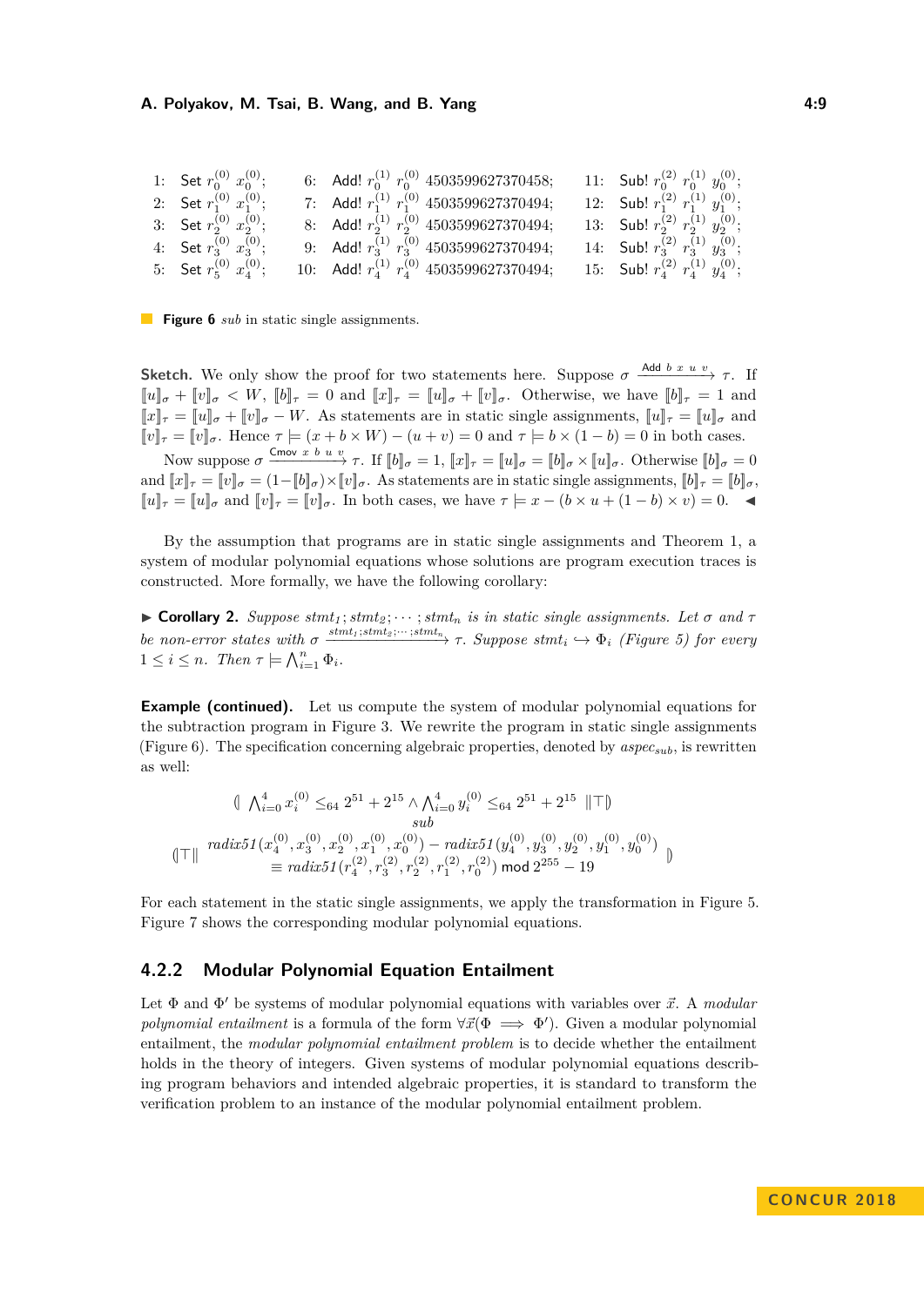```
1:  Set r_0^(0) x_0^(0);     6:  Add! r_0^(1) r_0^(0) 4503599627370458;    11:  Sub! r_0^(2) r_0^(1) y_0^(0);
2:  Set r_1^(0) x_1^(0);     7:  Add! r_1^(1) r_1^(0) 4503599627370494;    12:  Sub! r_1^(2) r_1^(1) y_1^(0);
3:  Set r_2^(0) x_2^(0);     8:  Add! r_2^(1) r_2^(0) 4503599627370494;    13:  Sub! r_2^(2) r_2^(1) y_2^(0);
4:  Set r_3^(0) x_3^(0);     9:  Add! r_3^(1) r_3^(0) 4503599627370494;    14:  Sub! r_3^(2) r_3^(1) y_3^(0);
5:  Set r_5^(0) x_4^(0);    10:  Add! r_4^(1) r_4^(0) 4503599627370494;    15:  Sub! r_4^(2) r_4^(1) y_4^(0);
```

**Figure 6** *sub* in static single assignments.

**Sketch.** We only show the proof for two statements here. Suppose $\sigma \xrightarrow{\text{Add } b\ x\ u\ v} \tau$. If $[\![u]\!]_\sigma + [\![v]\!]_\sigma < W$, $[\![b]\!]_\tau = 0$ and $[\![x]\!]_\tau = [\![u]\!]_\sigma + [\![v]\!]_\sigma$. Otherwise, we have $[\![b]\!]_\tau = 1$ and $[\![x]\!]_\tau = [\![u]\!]_\sigma + [\![v]\!]_\sigma - W$. As statements are in static single assignments, $[\![u]\!]_\tau = [\![u]\!]_\sigma$ and $[\![v]\!]_\tau = [\![v]\!]_\sigma$. Hence $\tau \models (x + b \times W) - (u + v) = 0$ and $\tau \models b \times (1 - b) = 0$ in both cases.

Now suppose $\sigma \xrightarrow{\text{Cmov } x\ b\ u\ v} \tau$. If $[\![b]\!]_\sigma = 1$, $[\![x]\!]_\tau = [\![u]\!]_\sigma = [\![b]\!]_\sigma \times [\![u]\!]_\sigma$. Otherwise $[\![b]\!]_\sigma = 0$ and $[\![x]\!]_\tau = [\![v]\!]_\sigma = (1 - [\![b]\!]_\sigma) \times [\![v]\!]_\sigma$. As statements are in static single assignments, $[\![b]\!]_\tau = [\![b]\!]_\sigma$, $[\![u]\!]_\tau = [\![u]\!]_\sigma$ and $[\![v]\!]_\tau = [\![v]\!]_\sigma$. In both cases, we have $\tau \models x - (b \times u + (1 - b) \times v) = 0$. ◀

By the assumption that programs are in static single assignments and Theorem 1, a system of modular polynomial equations whose solutions are program execution traces is constructed. More formally, we have the following corollary:

▶ **Corollary 2.** *Suppose $stmt_1; stmt_2; \cdots; stmt_n$ is in static single assignments. Let $\sigma$ and $\tau$ be non-error states with $\sigma \xrightarrow{stmt_1; stmt_2; \cdots; stmt_n} \tau$. Suppose $stmt_i \hookrightarrow \Phi_i$ (Figure 5) for every $1 \leq i \leq n$. Then $\tau \models \bigwedge_{i=1}^{n} \Phi_i$.*

**Example (continued).** Let us compute the system of modular polynomial equations for the subtraction program in Figure 3. We rewrite the program in static single assignments (Figure 6). The specification concerning algebraic properties, denoted by $aspec_{sub}$, is rewritten as well:

$$\begin{array}{c} (\!|\ \bigwedge_{i=0}^{4} x_i^{(0)} \leq_{64} 2^{51} + 2^{15} \wedge \bigwedge_{i=0}^{4} y_i^{(0)} \leq_{64} 2^{51} + 2^{15}\ \|\top|\!) \\ sub \\ (\!|\top\| \begin{array}{c} radix51(x_4^{(0)}, x_3^{(0)}, x_2^{(0)}, x_1^{(0)}, x_0^{(0)}) - radix51(y_4^{(0)}, y_3^{(0)}, y_2^{(0)}, y_1^{(0)}, y_0^{(0)}) \\ \equiv radix51(r_4^{(2)}, r_3^{(2)}, r_2^{(2)}, r_1^{(2)}, r_0^{(2)}) \bmod 2^{255} - 19 \end{array} |\!) \end{array}$$

For each statement in the static single assignments, we apply the transformation in Figure 5. Figure 7 shows the corresponding modular polynomial equations.

### 4.2.2 Modular Polynomial Equation Entailment

Let $\Phi$ and $\Phi'$ be systems of modular polynomial equations with variables over $\vec{x}$. A *modular polynomial entailment* is a formula of the form $\forall \vec{x}(\Phi \implies \Phi')$. Given a modular polynomial entailment, the *modular polynomial entailment problem* is to decide whether the entailment holds in the theory of integers. Given systems of modular polynomial equations describing program behaviors and intended algebraic properties, it is standard to transform the verification problem to an instance of the modular polynomial entailment problem.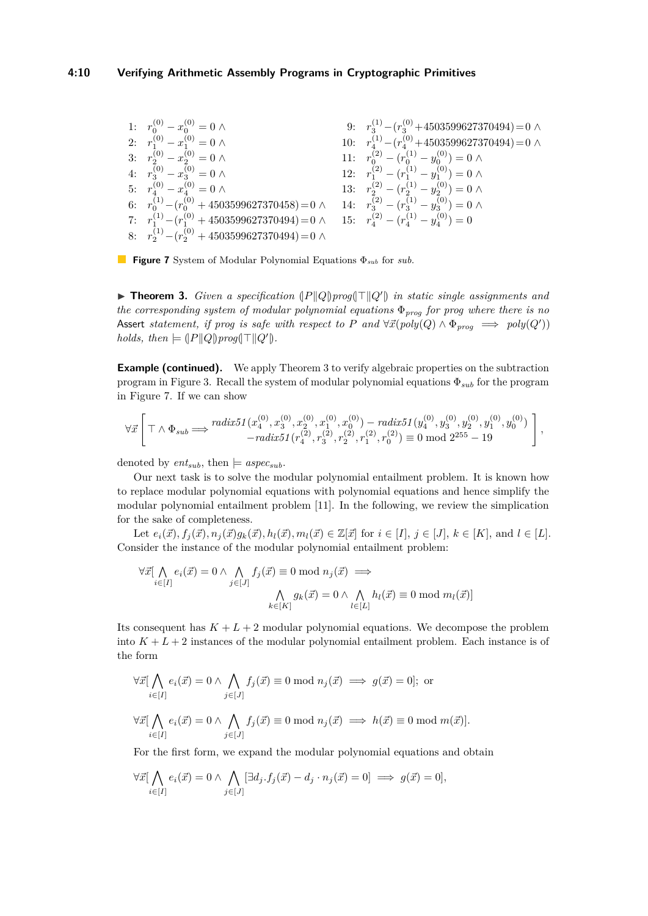1: $r_0^{(0)} - x_0^{(0)} = 0 \wedge$
2: $r_1^{(0)} - x_1^{(0)} = 0 \wedge$
3: $r_2^{(0)} - x_2^{(0)} = 0 \wedge$
4: $r_3^{(0)} - x_3^{(0)} = 0 \wedge$
5: $r_4^{(0)} - x_4^{(0)} = 0 \wedge$
6: $r_0^{(1)} - (r_0^{(0)} + 4503599627370458) = 0 \wedge$
7: $r_1^{(1)} - (r_1^{(0)} + 4503599627370494) = 0 \wedge$
8: $r_2^{(1)} - (r_2^{(0)} + 4503599627370494) = 0 \wedge$
9: $r_3^{(1)} - (r_3^{(0)} + 4503599627370494) = 0 \wedge$
10: $r_4^{(1)} - (r_4^{(0)} + 4503599627370494) = 0 \wedge$
11: $r_0^{(2)} - (r_0^{(1)} - y_0^{(0)}) = 0 \wedge$
12: $r_1^{(2)} - (r_1^{(1)} - y_1^{(0)}) = 0 \wedge$
13: $r_2^{(2)} - (r_2^{(1)} - y_2^{(0)}) = 0 \wedge$
14: $r_3^{(2)} - (r_3^{(1)} - y_3^{(0)}) = 0 \wedge$
15: $r_4^{(2)} - (r_4^{(1)} - y_4^{(0)}) = 0$

**Figure 7** System of Modular Polynomial Equations $\Phi_{sub}$ for *sub*.

▶ **Theorem 3.** *Given a specification* $(\!|P \| Q|\!) prog (\!|\top \| Q'|\!)$ *in static single assignments and the corresponding system of modular polynomial equations* $\Phi_{prog}$ *for prog where there is no* Assert *statement, if prog is safe with respect to* $P$ *and* $\forall \vec{x}(poly(Q) \wedge \Phi_{prog} \implies poly(Q'))$ *holds, then* $\models (\!|P \| Q|\!) prog (\!|\top \| Q'|\!)$.

**Example (continued).** We apply Theorem 3 to verify algebraic properties on the subtraction program in Figure 3. Recall the system of modular polynomial equations $\Phi_{sub}$ for the program in Figure 7. If we can show

$$\forall \vec{x} \left[ \top \wedge \Phi_{sub} \Longrightarrow \begin{array}{l} radix51(x_4^{(0)}, x_3^{(0)}, x_2^{(0)}, x_1^{(0)}, x_0^{(0)}) - radix51(y_4^{(0)}, y_3^{(0)}, y_2^{(0)}, y_1^{(0)}, y_0^{(0)}) \\ -radix51(r_4^{(2)}, r_3^{(2)}, r_2^{(2)}, r_1^{(2)}, r_0^{(2)}) \equiv 0 \bmod 2^{255} - 19 \end{array} \right],$$

denoted by $ent_{sub}$, then $\models aspec_{sub}$.

Our next task is to solve the modular polynomial entailment problem. It is known how to replace modular polynomial equations with polynomial equations and hence simplify the modular polynomial entailment problem [11]. In the following, we review the simplication for the sake of completeness.

Let $e_i(\vec{x}), f_j(\vec{x}), n_j(\vec{x}) g_k(\vec{x}), h_l(\vec{x}), m_l(\vec{x}) \in \mathbb{Z}[\vec{x}]$ for $i \in [I]$, $j \in [J]$, $k \in [K]$, and $l \in [L]$. Consider the instance of the modular polynomial entailment problem:

$$\forall \vec{x}[\bigwedge_{i \in [I]} e_i(\vec{x}) = 0 \wedge \bigwedge_{j \in [J]} f_j(\vec{x}) \equiv 0 \bmod n_j(\vec{x}) \implies \bigwedge_{k \in [K]} g_k(\vec{x}) = 0 \wedge \bigwedge_{l \in [L]} h_l(\vec{x}) \equiv 0 \bmod m_l(\vec{x})]$$

Its consequent has $K + L + 2$ modular polynomial equations. We decompose the problem into $K + L + 2$ instances of the modular polynomial entailment problem. Each instance is of the form

$$\forall \vec{x}[\bigwedge_{i \in [I]} e_i(\vec{x}) = 0 \wedge \bigwedge_{j \in [J]} f_j(\vec{x}) \equiv 0 \bmod n_j(\vec{x}) \implies g(\vec{x}) = 0]; \text{ or}$$

$$\forall \vec{x}[\bigwedge_{i \in [I]} e_i(\vec{x}) = 0 \wedge \bigwedge_{j \in [J]} f_j(\vec{x}) \equiv 0 \bmod n_j(\vec{x}) \implies h(\vec{x}) \equiv 0 \bmod m(\vec{x})].$$

For the first form, we expand the modular polynomial equations and obtain

$$\forall \vec{x}[\bigwedge_{i \in [I]} e_i(\vec{x}) = 0 \wedge \bigwedge_{j \in [J]} [\exists d_j . f_j(\vec{x}) - d_j \cdot n_j(\vec{x}) = 0] \implies g(\vec{x}) = 0],$$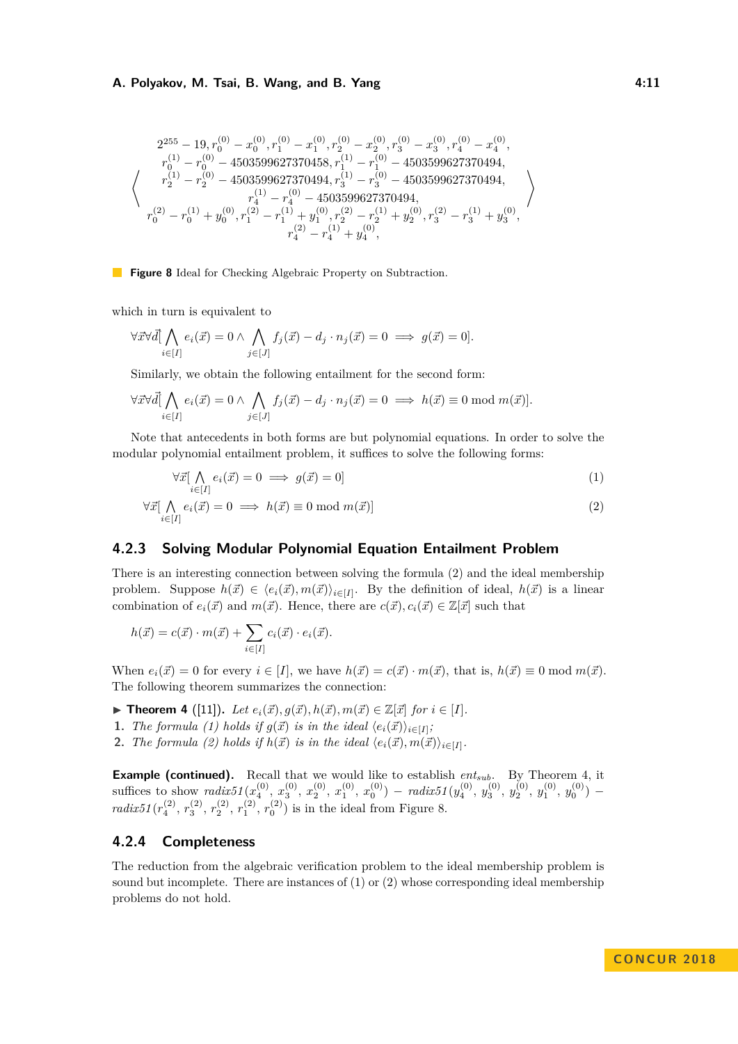$$\left\langle \begin{array}{c} 2^{255} - 19, r_0^{(0)} - x_0^{(0)}, r_1^{(0)} - x_1^{(0)}, r_2^{(0)} - x_2^{(0)}, r_3^{(0)} - x_3^{(0)}, r_4^{(0)} - x_4^{(0)}, \\ r_0^{(1)} - r_0^{(0)} - 4503599627370458, r_1^{(1)} - r_1^{(0)} - 4503599627370494, \\ r_2^{(1)} - r_2^{(0)} - 4503599627370494, r_3^{(1)} - r_3^{(0)} - 4503599627370494, \\ r_4^{(1)} - r_4^{(0)} - 4503599627370494, \\ r_0^{(2)} - r_0^{(1)} + y_0^{(0)}, r_1^{(2)} - r_1^{(1)} + y_1^{(0)}, r_2^{(2)} - r_2^{(1)} + y_2^{(0)}, r_3^{(2)} - r_3^{(1)} + y_3^{(0)}, \\ r_4^{(2)} - r_4^{(1)} + y_4^{(0)}, \end{array} \right\rangle$$

**Figure 8** Ideal for Checking Algebraic Property on Subtraction.

which in turn is equivalent to

$$\forall \vec{x} \forall \vec{d} [\bigwedge_{i \in [I]} e_i(\vec{x}) = 0 \wedge \bigwedge_{j \in [J]} f_j(\vec{x}) - d_j \cdot n_j(\vec{x}) = 0 \implies g(\vec{x}) = 0].$$

Similarly, we obtain the following entailment for the second form:

$$\forall \vec{x} \forall \vec{d} [\bigwedge_{i \in [I]} e_i(\vec{x}) = 0 \wedge \bigwedge_{j \in [J]} f_j(\vec{x}) - d_j \cdot n_j(\vec{x}) = 0 \implies h(\vec{x}) \equiv 0 \bmod m(\vec{x})].$$

Note that antecedents in both forms are but polynomial equations. In order to solve the modular polynomial entailment problem, it suffices to solve the following forms:

$$\forall \vec{x} [\bigwedge_{i \in [I]} e_i(\vec{x}) = 0 \implies g(\vec{x}) = 0] \tag{1}$$

$$\forall \vec{x} [\bigwedge_{i \in [I]} e_i(\vec{x}) = 0 \implies h(\vec{x}) \equiv 0 \bmod m(\vec{x})] \tag{2}$$

### 4.2.3 Solving Modular Polynomial Equation Entailment Problem

There is an interesting connection between solving the formula (2) and the ideal membership problem. Suppose $h(\vec{x}) \in \langle e_i(\vec{x}), m(\vec{x}) \rangle_{i \in [I]}$. By the definition of ideal, $h(\vec{x})$ is a linear combination of $e_i(\vec{x})$ and $m(\vec{x})$. Hence, there are $c(\vec{x}), c_i(\vec{x}) \in \mathbb{Z}[\vec{x}]$ such that

$$h(\vec{x}) = c(\vec{x}) \cdot m(\vec{x}) + \sum_{i \in [I]} c_i(\vec{x}) \cdot e_i(\vec{x}).$$

When $e_i(\vec{x}) = 0$ for every $i \in [I]$, we have $h(\vec{x}) = c(\vec{x}) \cdot m(\vec{x})$, that is, $h(\vec{x}) \equiv 0 \bmod m(\vec{x})$. The following theorem summarizes the connection:

**Theorem 4** ([11]). *Let $e_i(\vec{x}), g(\vec{x}), h(\vec{x}), m(\vec{x}) \in \mathbb{Z}[\vec{x}]$ for $i \in [I]$.*

1. *The formula (1) holds if $g(\vec{x})$ is in the ideal $\langle e_i(\vec{x}) \rangle_{i \in [I]}$;*
2. *The formula (2) holds if $h(\vec{x})$ is in the ideal $\langle e_i(\vec{x}), m(\vec{x}) \rangle_{i \in [I]}$.*

**Example (continued).** Recall that we would like to establish $ent_{sub}$. By Theorem 4, it suffices to show $radix51(x_4^{(0)}, x_3^{(0)}, x_2^{(0)}, x_1^{(0)}, x_0^{(0)}) - radix51(y_4^{(0)}, y_3^{(0)}, y_2^{(0)}, y_1^{(0)}, y_0^{(0)}) - radix51(r_4^{(2)}, r_3^{(2)}, r_2^{(2)}, r_1^{(2)}, r_0^{(2)})$ is in the ideal from Figure 8.

### 4.2.4 Completeness

The reduction from the algebraic verification problem to the ideal membership problem is sound but incomplete. There are instances of (1) or (2) whose corresponding ideal membership problems do not hold.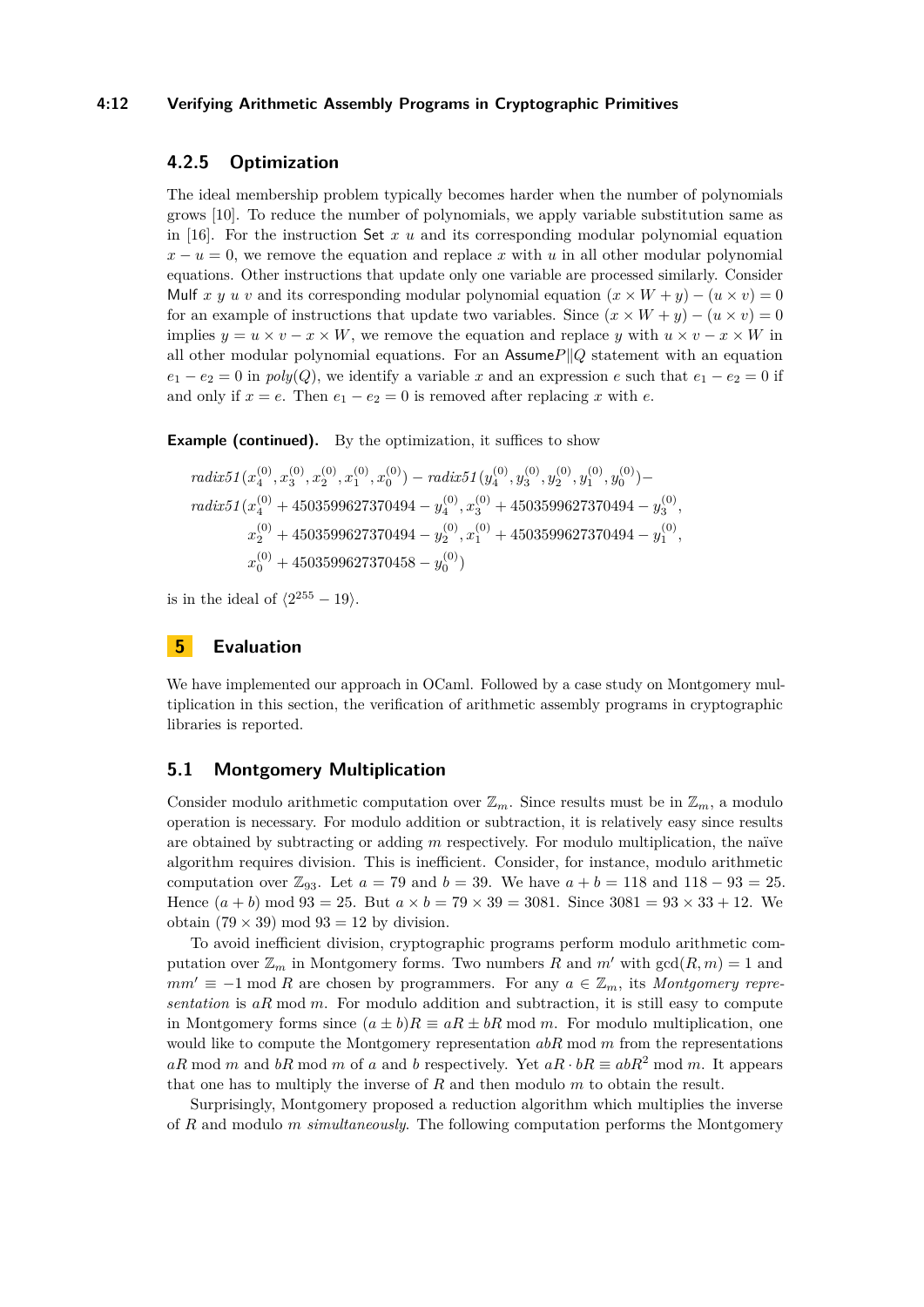### 4.2.5 Optimization

The ideal membership problem typically becomes harder when the number of polynomials grows [10]. To reduce the number of polynomials, we apply variable substitution same as in [16]. For the instruction Set $x$ $u$ and its corresponding modular polynomial equation $x - u = 0$, we remove the equation and replace $x$ with $u$ in all other modular polynomial equations. Other instructions that update only one variable are processed similarly. Consider Mulf $x$ $y$ $u$ $v$ and its corresponding modular polynomial equation $(x \times W + y) - (u \times v) = 0$ for an example of instructions that update two variables. Since $(x \times W + y) - (u \times v) = 0$ implies $y = u \times v - x \times W$, we remove the equation and replace $y$ with $u \times v - x \times W$ in all other modular polynomial equations. For an Assume$P \| Q$ statement with an equation $e_1 - e_2 = 0$ in $poly(Q)$, we identify a variable $x$ and an expression $e$ such that $e_1 - e_2 = 0$ if and only if $x = e$. Then $e_1 - e_2 = 0$ is removed after replacing $x$ with $e$.

**Example (continued).** By the optimization, it suffices to show

$$
\begin{aligned}
&radix51(x_4^{(0)}, x_3^{(0)}, x_2^{(0)}, x_1^{(0)}, x_0^{(0)}) - radix51(y_4^{(0)}, y_3^{(0)}, y_2^{(0)}, y_1^{(0)}, y_0^{(0)}) - \\
&radix51(x_4^{(0)} + 4503599627370494 - y_4^{(0)}, x_3^{(0)} + 4503599627370494 - y_3^{(0)}, \\
&\qquad x_2^{(0)} + 4503599627370494 - y_2^{(0)}, x_1^{(0)} + 4503599627370494 - y_1^{(0)}, \\
&\qquad x_0^{(0)} + 4503599627370458 - y_0^{(0)})
\end{aligned}
$$

is in the ideal of $\langle 2^{255} - 19 \rangle$.

## 5 Evaluation

We have implemented our approach in OCaml. Followed by a case study on Montgomery multiplication in this section, the verification of arithmetic assembly programs in cryptographic libraries is reported.

### 5.1 Montgomery Multiplication

Consider modulo arithmetic computation over $\mathbb{Z}_m$. Since results must be in $\mathbb{Z}_m$, a modulo operation is necessary. For modulo addition or subtraction, it is relatively easy since results are obtained by subtracting or adding $m$ respectively. For modulo multiplication, the naïve algorithm requires division. This is inefficient. Consider, for instance, modulo arithmetic computation over $\mathbb{Z}_{93}$. Let $a = 79$ and $b = 39$. We have $a + b = 118$ and $118 - 93 = 25$. Hence $(a + b) \bmod 93 = 25$. But $a \times b = 79 \times 39 = 3081$. Since $3081 = 93 \times 33 + 12$. We obtain $(79 \times 39) \bmod 93 = 12$ by division.

To avoid inefficient division, cryptographic programs perform modulo arithmetic computation over $\mathbb{Z}_m$ in Montgomery forms. Two numbers $R$ and $m'$ with $\gcd(R, m) = 1$ and $mm' \equiv -1 \bmod R$ are chosen by programmers. For any $a \in \mathbb{Z}_m$, its *Montgomery representation* is $aR \bmod m$. For modulo addition and subtraction, it is still easy to compute in Montgomery forms since $(a \pm b)R \equiv aR \pm bR \bmod m$. For modulo multiplication, one would like to compute the Montgomery representation $abR \bmod m$ from the representations $aR \bmod m$ and $bR \bmod m$ of $a$ and $b$ respectively. Yet $aR \cdot bR \equiv abR^2 \bmod m$. It appears that one has to multiply the inverse of $R$ and then modulo $m$ to obtain the result.

Surprisingly, Montgomery proposed a reduction algorithm which multiplies the inverse of $R$ and modulo $m$ *simultaneously*. The following computation performs the Montgomery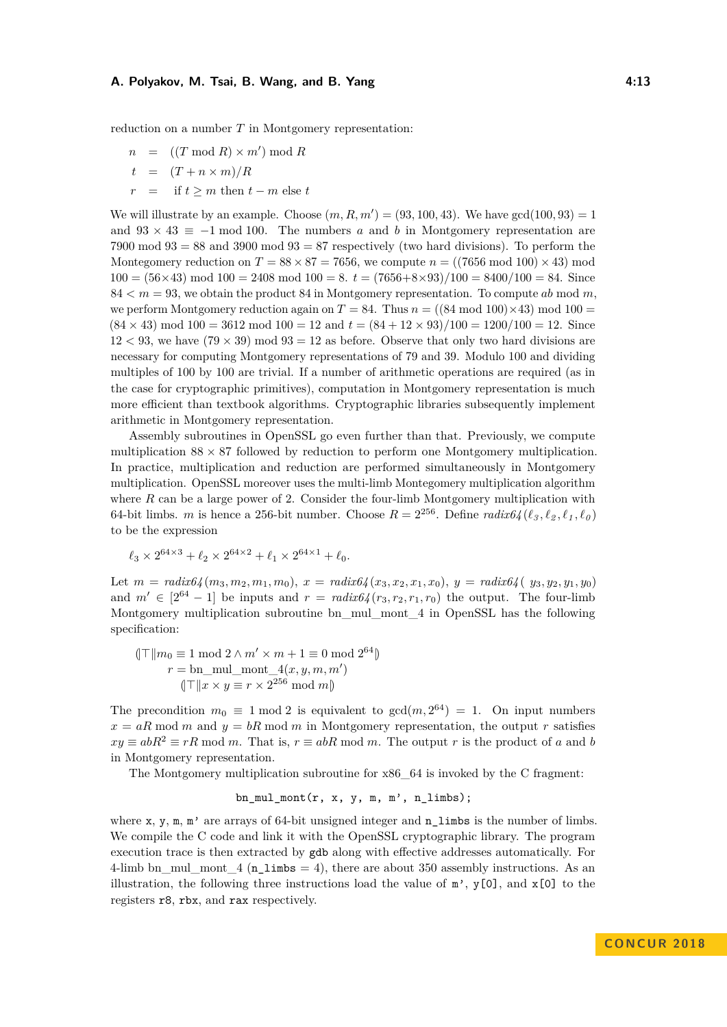reduction on a number $T$ in Montgomery representation:

$$
\begin{aligned}
n &= ((T \bmod R) \times m') \bmod R \\
t &= (T + n \times m)/R \\
r &= \text{ if } t \geq m \text{ then } t - m \text{ else } t
\end{aligned}
$$

We will illustrate by an example. Choose $(m, R, m') = (93, 100, 43)$. We have $\gcd(100, 93) = 1$ and $93 \times 43 \equiv -1 \bmod 100$. The numbers $a$ and $b$ in Montgomery representation are $7900 \bmod 93 = 88$ and $3900 \bmod 93 = 87$ respectively (two hard divisions). To perform the Montegomery reduction on $T = 88 \times 87 = 7656$, we compute $n = ((7656 \bmod 100) \times 43) \bmod 100 = (56 \times 43) \bmod 100 = 2408 \bmod 100 = 8$. $t = (7656 + 8 \times 93)/100 = 8400/100 = 84$. Since $84 < m = 93$, we obtain the product 84 in Montgomery representation. To compute $ab \bmod m$, we perform Montgomery reduction again on $T = 84$. Thus $n = ((84 \bmod 100) \times 43) \bmod 100 = (84 \times 43) \bmod 100 = 3612 \bmod 100 = 12$ and $t = (84 + 12 \times 93)/100 = 1200/100 = 12$. Since $12 < 93$, we have $(79 \times 39) \bmod 93 = 12$ as before. Observe that only two hard divisions are necessary for computing Montgomery representations of 79 and 39. Modulo 100 and dividing multiples of 100 by 100 are trivial. If a number of arithmetic operations are required (as in the case for cryptographic primitives), computation in Montgomery representation is much more efficient than textbook algorithms. Cryptographic libraries subsequently implement arithmetic in Montgomery representation.

Assembly subroutines in OpenSSL go even further than that. Previously, we compute multiplication $88 \times 87$ followed by reduction to perform one Montgomery multiplication. In practice, multiplication and reduction are performed simultaneously in Montgomery multiplication. OpenSSL moreover uses the multi-limb Montgomery multiplication algorithm where $R$ can be a large power of 2. Consider the four-limb Montgomery multiplication with 64-bit limbs. $m$ is hence a 256-bit number. Choose $R = 2^{256}$. Define $\mathit{radix64}(\ell_3, \ell_2, \ell_1, \ell_0)$ to be the expression

$$\ell_3 \times 2^{64\times 3} + \ell_2 \times 2^{64\times 2} + \ell_1 \times 2^{64\times 1} + \ell_0.$$

Let $m = \mathit{radix64}(m_3, m_2, m_1, m_0)$, $x = \mathit{radix64}(x_3, x_2, x_1, x_0)$, $y = \mathit{radix64}(y_3, y_2, y_1, y_0)$ and $m' \in [2^{64} - 1]$ be inputs and $r = \mathit{radix64}(r_3, r_2, r_1, r_0)$ the output. The four-limb Montgomery multiplication subroutine bn_mul_mont_4 in OpenSSL has the following specification:

$$
\begin{aligned}
&(\!|\top \| m_0 \equiv 1 \bmod 2 \wedge m' \times m + 1 \equiv 0 \bmod 2^{64}|\!) \\
&\qquad r = \text{bn\_mul\_mont\_4}(x, y, m, m') \\
&\qquad\quad (\!|\top \| x \times y \equiv r \times 2^{256} \bmod m|\!)
\end{aligned}
$$

The precondition $m_0 \equiv 1 \bmod 2$ is equivalent to $\gcd(m, 2^{64}) = 1$. On input numbers $x = aR \bmod m$ and $y = bR \bmod m$ in Montgomery representation, the output $r$ satisfies $xy \equiv abR^2 \equiv rR \bmod m$. That is, $r \equiv abR \bmod m$. The output $r$ is the product of $a$ and $b$ in Montgomery representation.

The Montgomery multiplication subroutine for x86_64 is invoked by the C fragment:

```
bn_mul_mont(r, x, y, m, m', n_limbs);
```

where `x`, `y`, `m`, `m'` are arrays of 64-bit unsigned integer and `n_limbs` is the number of limbs. We compile the C code and link it with the OpenSSL cryptographic library. The program execution trace is then extracted by `gdb` along with effective addresses automatically. For 4-limb bn_mul_mont_4 (`n_limbs` = 4), there are about 350 assembly instructions. As an illustration, the following three instructions load the value of `m'`, `y[0]`, and `x[0]` to the registers `r8`, `rbx`, and `rax` respectively.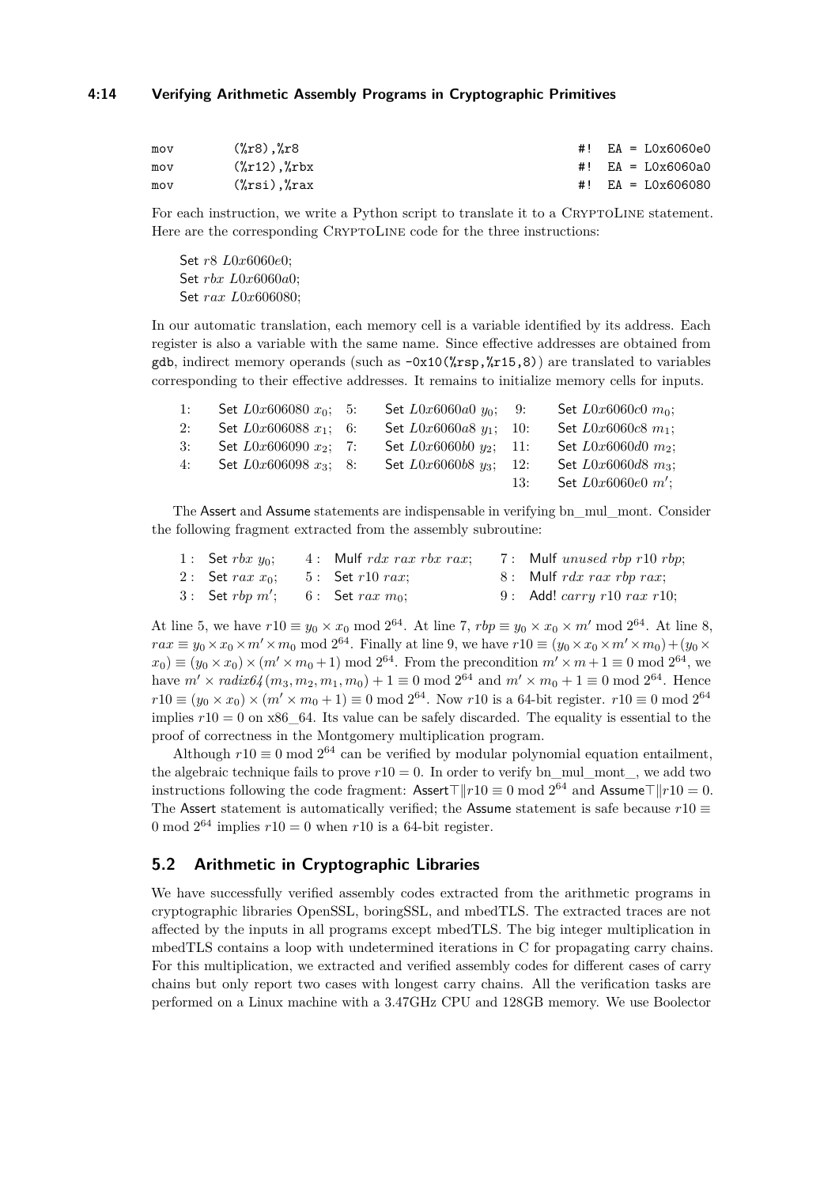```
mov     (%r8),%r8                                    #!  EA = L0x6060e0
mov     (%r12),%rbx                                  #!  EA = L0x6060a0
mov     (%rsi),%rax                                  #!  EA = L0x606080
```

For each instruction, we write a Python script to translate it to a CryptoLine statement. Here are the corresponding CryptoLine code for the three instructions:

Set $r8$ $L0x6060e0$;
Set $rbx$ $L0x6060a0$;
Set $rax$ $L0x606080$;

In our automatic translation, each memory cell is a variable identified by its address. Each register is also a variable with the same name. Since effective addresses are obtained from gdb, indirect memory operands (such as `-0x10(%rsp,%r15,8)`) are translated to variables corresponding to their effective addresses. It remains to initialize memory cells for inputs.

| | | | | | |
|---|---|---|---|---|---|
| 1: | Set $L0x606080$ $x_0$; | 5: | Set $L0x6060a0$ $y_0$; | 9: | Set $L0x6060c0$ $m_0$; |
| 2: | Set $L0x606088$ $x_1$; | 6: | Set $L0x6060a8$ $y_1$; | 10: | Set $L0x6060c8$ $m_1$; |
| 3: | Set $L0x606090$ $x_2$; | 7: | Set $L0x6060b0$ $y_2$; | 11: | Set $L0x6060d0$ $m_2$; |
| 4: | Set $L0x606098$ $x_3$; | 8: | Set $L0x6060b8$ $y_3$; | 12: | Set $L0x6060d8$ $m_3$; |
| | | | | 13: | Set $L0x6060e0$ $m'$; |

The Assert and Assume statements are indispensable in verifying bn_mul_mont. Consider the following fragment extracted from the assembly subroutine:

| | | |
|---|---|---|
| 1 : Set $rbx$ $y_0$; | 4 : Mulf $rdx$ $rax$ $rbx$ $rax$; | 7 : Mulf $unused$ $rbp$ $r10$ $rbp$; |
| 2 : Set $rax$ $x_0$; | 5 : Set $r10$ $rax$; | 8 : Mulf $rdx$ $rax$ $rbp$ $rax$; |
| 3 : Set $rbp$ $m'$; | 6 : Set $rax$ $m_0$; | 9 : Add! $carry$ $r10$ $rax$ $r10$; |

At line 5, we have $r10 \equiv y_0 \times x_0 \bmod 2^{64}$. At line 7, $rbp \equiv y_0 \times x_0 \times m' \bmod 2^{64}$. At line 8, $rax \equiv y_0 \times x_0 \times m' \times m_0 \bmod 2^{64}$. Finally at line 9, we have $r10 \equiv (y_0 \times x_0 \times m' \times m_0) + (y_0 \times x_0) \equiv (y_0 \times x_0) \times (m' \times m_0 + 1) \bmod 2^{64}$. From the precondition $m' \times m + 1 \equiv 0 \bmod 2^{64}$, we have $m' \times radix64(m_3, m_2, m_1, m_0) + 1 \equiv 0 \bmod 2^{64}$ and $m' \times m_0 + 1 \equiv 0 \bmod 2^{64}$. Hence $r10 \equiv (y_0 \times x_0) \times (m' \times m_0 + 1) \equiv 0 \bmod 2^{64}$. Now $r10$ is a 64-bit register. $r10 \equiv 0 \bmod 2^{64}$ implies $r10 = 0$ on x86_64. Its value can be safely discarded. The equality is essential to the proof of correctness in the Montgomery multiplication program.

Although $r10 \equiv 0 \bmod 2^{64}$ can be verified by modular polynomial equation entailment, the algebraic technique fails to prove $r10 = 0$. In order to verify bn_mul_mont_, we add two instructions following the code fragment: Assert$\top \| r10 \equiv 0 \bmod 2^{64}$ and Assume$\top \| r10 = 0$. The Assert statement is automatically verified; the Assume statement is safe because $r10 \equiv 0 \bmod 2^{64}$ implies $r10 = 0$ when $r10$ is a 64-bit register.

## 5.2 Arithmetic in Cryptographic Libraries

We have successfully verified assembly codes extracted from the arithmetic programs in cryptographic libraries OpenSSL, boringSSL, and mbedTLS. The extracted traces are not affected by the inputs in all programs except mbedTLS. The big integer multiplication in mbedTLS contains a loop with undetermined iterations in C for propagating carry chains. For this multiplication, we extracted and verified assembly codes for different cases of carry chains but only report two cases with longest carry chains. All the verification tasks are performed on a Linux machine with a 3.47GHz CPU and 128GB memory. We use Boolector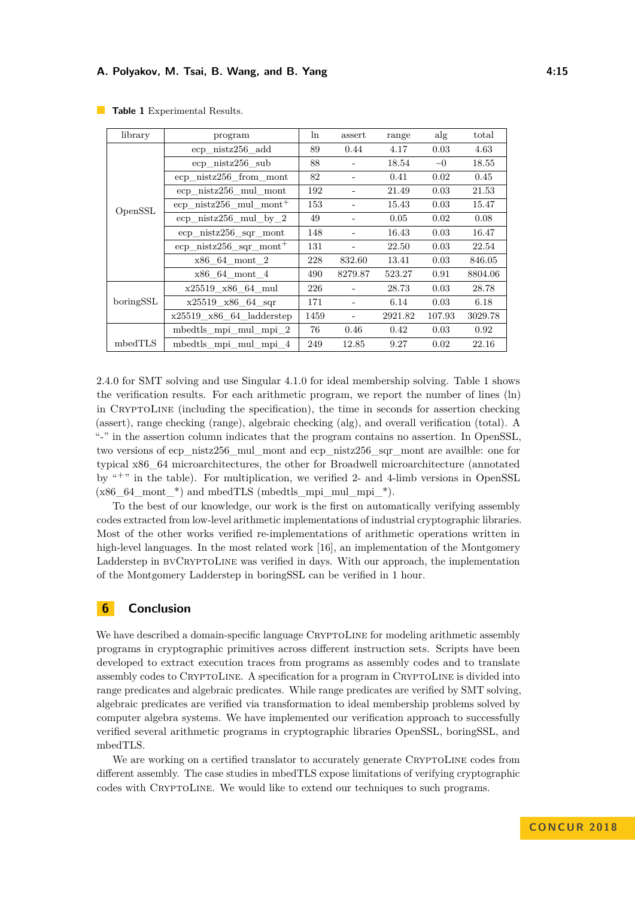**Table 1** Experimental Results.

| library | program | ln | assert | range | alg | total |
|---|---|---|---|---|---|---|
| OpenSSL | ecp_nistz256_add | 89 | 0.44 | 4.17 | 0.03 | 4.63 |
| | ecp_nistz256_sub | 88 | - | 18.54 | ~0 | 18.55 |
| | ecp_nistz256_from_mont | 82 | - | 0.41 | 0.02 | 0.45 |
| | ecp_nistz256_mul_mont | 192 | - | 21.49 | 0.03 | 21.53 |
| | ecp_nistz256_mul_mont$^{+}$ | 153 | - | 15.43 | 0.03 | 15.47 |
| | ecp_nistz256_mul_by_2 | 49 | - | 0.05 | 0.02 | 0.08 |
| | ecp_nistz256_sqr_mont | 148 | - | 16.43 | 0.03 | 16.47 |
| | ecp_nistz256_sqr_mont$^{+}$ | 131 | - | 22.50 | 0.03 | 22.54 |
| | x86_64_mont_2 | 228 | 832.60 | 13.41 | 0.03 | 846.05 |
| | x86_64_mont_4 | 490 | 8279.87 | 523.27 | 0.91 | 8804.06 |
| boringSSL | x25519_x86_64_mul | 226 | - | 28.73 | 0.03 | 28.78 |
| | x25519_x86_64_sqr | 171 | - | 6.14 | 0.03 | 6.18 |
| | x25519_x86_64_ladderstep | 1459 | - | 2921.82 | 107.93 | 3029.78 |
| mbedTLS | mbedtls_mpi_mul_mpi_2 | 76 | 0.46 | 0.42 | 0.03 | 0.92 |
| | mbedtls_mpi_mul_mpi_4 | 249 | 12.85 | 9.27 | 0.02 | 22.16 |

2.4.0 for SMT solving and use Singular 4.1.0 for ideal membership solving. Table 1 shows the verification results. For each arithmetic program, we report the number of lines (ln) in CryptoLine (including the specification), the time in seconds for assertion checking (assert), range checking (range), algebraic checking (alg), and overall verification (total). A "-" in the assertion column indicates that the program contains no assertion. In OpenSSL, two versions of ecp_nistz256_mul_mont and ecp_nistz256_sqr_mont are availble: one for typical x86_64 microarchitectures, the other for Broadwell microarchitecture (annotated by "$^{+}$" in the table). For multiplication, we verified 2- and 4-limb versions in OpenSSL (x86_64_mont_*) and mbedTLS (mbedtls_mpi_mul_mpi_*).

To the best of our knowledge, our work is the first on automatically verifying assembly codes extracted from low-level arithmetic implementations of industrial cryptographic libraries. Most of the other works verified re-implementations of arithmetic operations written in high-level languages. In the most related work [16], an implementation of the Montgomery Ladderstep in bvCryptoLine was verified in days. With our approach, the implementation of the Montgomery Ladderstep in boringSSL can be verified in 1 hour.

## 6 Conclusion

We have described a domain-specific language CryptoLine for modeling arithmetic assembly programs in cryptographic primitives across different instruction sets. Scripts have been developed to extract execution traces from programs as assembly codes and to translate assembly codes to CryptoLine. A specification for a program in CryptoLine is divided into range predicates and algebraic predicates. While range predicates are verified by SMT solving, algebraic predicates are verified via transformation to ideal membership problems solved by computer algebra systems. We have implemented our verification approach to successfully verified several arithmetic programs in cryptographic libraries OpenSSL, boringSSL, and mbedTLS.

We are working on a certified translator to accurately generate CryptoLine codes from different assembly. The case studies in mbedTLS expose limitations of verifying cryptographic codes with CryptoLine. We would like to extend our techniques to such programs.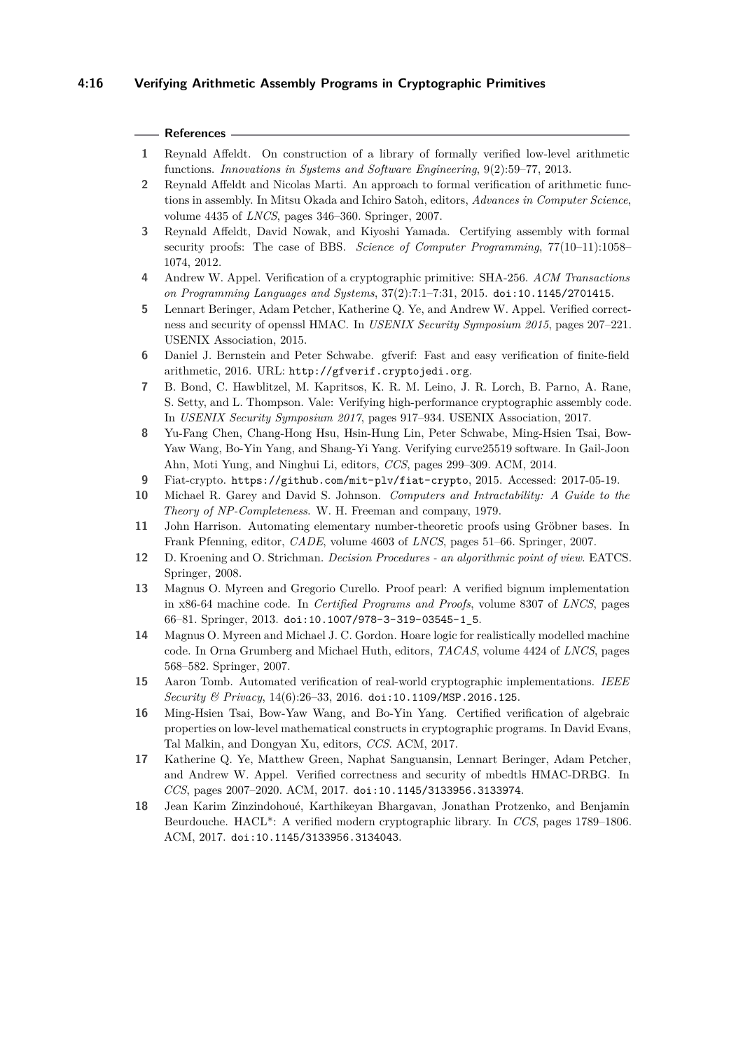## References

1. Reynald Affeldt. On construction of a library of formally verified low-level arithmetic functions. *Innovations in Systems and Software Engineering*, 9(2):59–77, 2013.
2. Reynald Affeldt and Nicolas Marti. An approach to formal verification of arithmetic functions in assembly. In Mitsu Okada and Ichiro Satoh, editors, *Advances in Computer Science*, volume 4435 of *LNCS*, pages 346–360. Springer, 2007.
3. Reynald Affeldt, David Nowak, and Kiyoshi Yamada. Certifying assembly with formal security proofs: The case of BBS. *Science of Computer Programming*, 77(10–11):1058–1074, 2012.
4. Andrew W. Appel. Verification of a cryptographic primitive: SHA-256. *ACM Transactions on Programming Languages and Systems*, 37(2):7:1–7:31, 2015. doi:10.1145/2701415.
5. Lennart Beringer, Adam Petcher, Katherine Q. Ye, and Andrew W. Appel. Verified correctness and security of openssl HMAC. In *USENIX Security Symposium 2015*, pages 207–221. USENIX Association, 2015.
6. Daniel J. Bernstein and Peter Schwabe. gfverif: Fast and easy verification of finite-field arithmetic, 2016. URL: http://gfverif.cryptojedi.org.
7. B. Bond, C. Hawblitzel, M. Kapritsos, K. R. M. Leino, J. R. Lorch, B. Parno, A. Rane, S. Setty, and L. Thompson. Vale: Verifying high-performance cryptographic assembly code. In *USENIX Security Symposium 2017*, pages 917–934. USENIX Association, 2017.
8. Yu-Fang Chen, Chang-Hong Hsu, Hsin-Hung Lin, Peter Schwabe, Ming-Hsien Tsai, Bow-Yaw Wang, Bo-Yin Yang, and Shang-Yi Yang. Verifying curve25519 software. In Gail-Joon Ahn, Moti Yung, and Ninghui Li, editors, *CCS*, pages 299–309. ACM, 2014.
9. Fiat-crypto. https://github.com/mit-plv/fiat-crypto, 2015. Accessed: 2017-05-19.
10. Michael R. Garey and David S. Johnson. *Computers and Intractability: A Guide to the Theory of NP-Completeness*. W. H. Freeman and company, 1979.
11. John Harrison. Automating elementary number-theoretic proofs using Gröbner bases. In Frank Pfenning, editor, *CADE*, volume 4603 of *LNCS*, pages 51–66. Springer, 2007.
12. D. Kroening and O. Strichman. *Decision Procedures - an algorithmic point of view*. EATCS. Springer, 2008.
13. Magnus O. Myreen and Gregorio Curello. Proof pearl: A verified bignum implementation in x86-64 machine code. In *Certified Programs and Proofs*, volume 8307 of *LNCS*, pages 66–81. Springer, 2013. doi:10.1007/978-3-319-03545-1_5.
14. Magnus O. Myreen and Michael J. C. Gordon. Hoare logic for realistically modelled machine code. In Orna Grumberg and Michael Huth, editors, *TACAS*, volume 4424 of *LNCS*, pages 568–582. Springer, 2007.
15. Aaron Tomb. Automated verification of real-world cryptographic implementations. *IEEE Security & Privacy*, 14(6):26–33, 2016. doi:10.1109/MSP.2016.125.
16. Ming-Hsien Tsai, Bow-Yaw Wang, and Bo-Yin Yang. Certified verification of algebraic properties on low-level mathematical constructs in cryptographic programs. In David Evans, Tal Malkin, and Dongyan Xu, editors, *CCS*. ACM, 2017.
17. Katherine Q. Ye, Matthew Green, Naphat Sanguansin, Lennart Beringer, Adam Petcher, and Andrew W. Appel. Verified correctness and security of mbedtls HMAC-DRBG. In *CCS*, pages 2007–2020. ACM, 2017. doi:10.1145/3133956.3133974.
18. Jean Karim Zinzindohoué, Karthikeyan Bhargavan, Jonathan Protzenko, and Benjamin Beurdouche. HACL*: A verified modern cryptographic library. In *CCS*, pages 1789–1806. ACM, 2017. doi:10.1145/3133956.3134043.